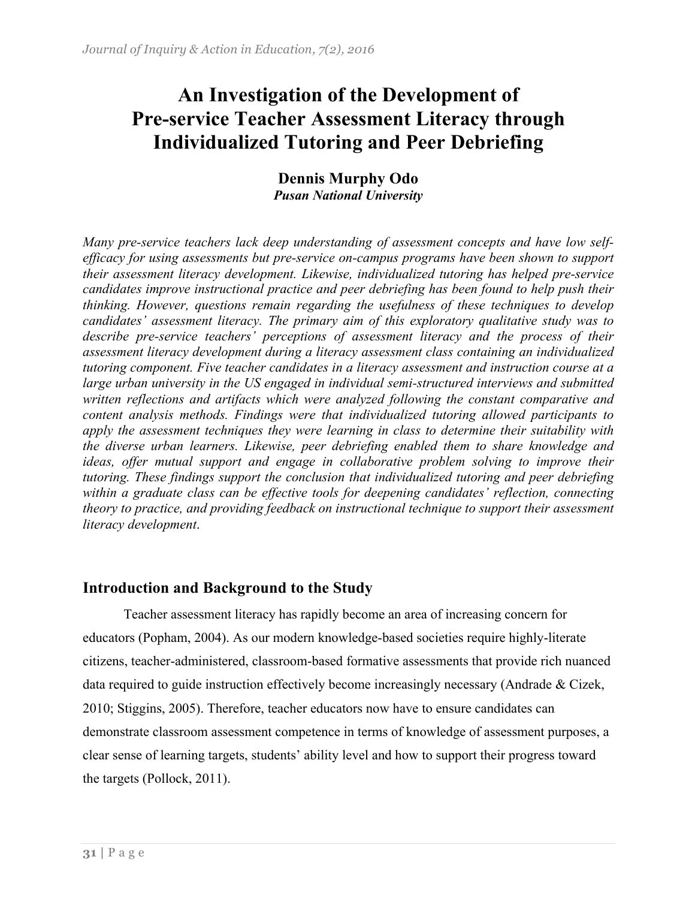# An Investigation of the Development of Pre-service Teacher Assessment Literacy through Individualized Tutoring and Peer Debriefing

**Dennis Murphy Odo**
***Pusan National University***

*Many pre-service teachers lack deep understanding of assessment concepts and have low self-efficacy for using assessments but pre-service on-campus programs have been shown to support their assessment literacy development. Likewise, individualized tutoring has helped pre-service candidates improve instructional practice and peer debriefing has been found to help push their thinking. However, questions remain regarding the usefulness of these techniques to develop candidates' assessment literacy. The primary aim of this exploratory qualitative study was to describe pre-service teachers' perceptions of assessment literacy and the process of their assessment literacy development during a literacy assessment class containing an individualized tutoring component. Five teacher candidates in a literacy assessment and instruction course at a large urban university in the US engaged in individual semi-structured interviews and submitted written reflections and artifacts which were analyzed following the constant comparative and content analysis methods. Findings were that individualized tutoring allowed participants to apply the assessment techniques they were learning in class to determine their suitability with the diverse urban learners. Likewise, peer debriefing enabled them to share knowledge and ideas, offer mutual support and engage in collaborative problem solving to improve their tutoring. These findings support the conclusion that individualized tutoring and peer debriefing within a graduate class can be effective tools for deepening candidates' reflection, connecting theory to practice, and providing feedback on instructional technique to support their assessment literacy development.*

## Introduction and Background to the Study

Teacher assessment literacy has rapidly become an area of increasing concern for educators (Popham, 2004). As our modern knowledge-based societies require highly-literate citizens, teacher-administered, classroom-based formative assessments that provide rich nuanced data required to guide instruction effectively become increasingly necessary (Andrade & Cizek, 2010; Stiggins, 2005). Therefore, teacher educators now have to ensure candidates can demonstrate classroom assessment competence in terms of knowledge of assessment purposes, a clear sense of learning targets, students' ability level and how to support their progress toward the targets (Pollock, 2011).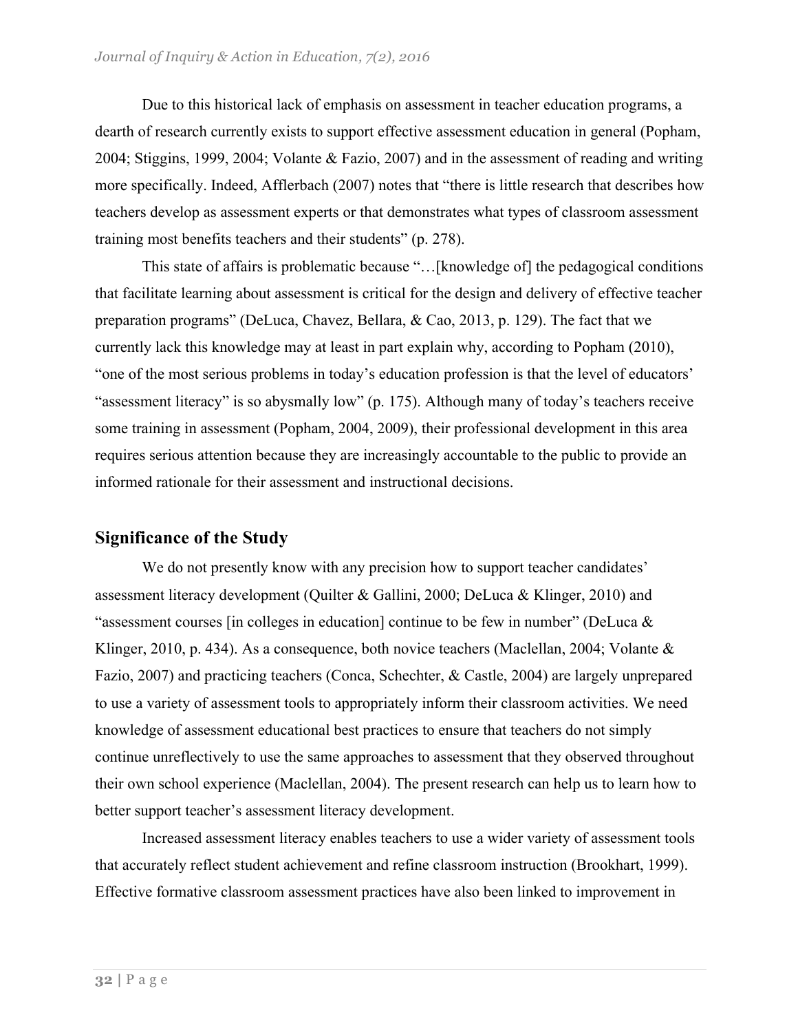Due to this historical lack of emphasis on assessment in teacher education programs, a dearth of research currently exists to support effective assessment education in general (Popham, 2004; Stiggins, 1999, 2004; Volante & Fazio, 2007) and in the assessment of reading and writing more specifically. Indeed, Afflerbach (2007) notes that "there is little research that describes how teachers develop as assessment experts or that demonstrates what types of classroom assessment training most benefits teachers and their students" (p. 278).

This state of affairs is problematic because "…[knowledge of] the pedagogical conditions that facilitate learning about assessment is critical for the design and delivery of effective teacher preparation programs" (DeLuca, Chavez, Bellara, & Cao, 2013, p. 129). The fact that we currently lack this knowledge may at least in part explain why, according to Popham (2010), "one of the most serious problems in today's education profession is that the level of educators' "assessment literacy" is so abysmally low" (p. 175). Although many of today's teachers receive some training in assessment (Popham, 2004, 2009), their professional development in this area requires serious attention because they are increasingly accountable to the public to provide an informed rationale for their assessment and instructional decisions.

## Significance of the Study

We do not presently know with any precision how to support teacher candidates' assessment literacy development (Quilter & Gallini, 2000; DeLuca & Klinger, 2010) and "assessment courses [in colleges in education] continue to be few in number" (DeLuca & Klinger, 2010, p. 434). As a consequence, both novice teachers (Maclellan, 2004; Volante & Fazio, 2007) and practicing teachers (Conca, Schechter, & Castle, 2004) are largely unprepared to use a variety of assessment tools to appropriately inform their classroom activities. We need knowledge of assessment educational best practices to ensure that teachers do not simply continue unreflectively to use the same approaches to assessment that they observed throughout their own school experience (Maclellan, 2004). The present research can help us to learn how to better support teacher's assessment literacy development.

Increased assessment literacy enables teachers to use a wider variety of assessment tools that accurately reflect student achievement and refine classroom instruction (Brookhart, 1999). Effective formative classroom assessment practices have also been linked to improvement in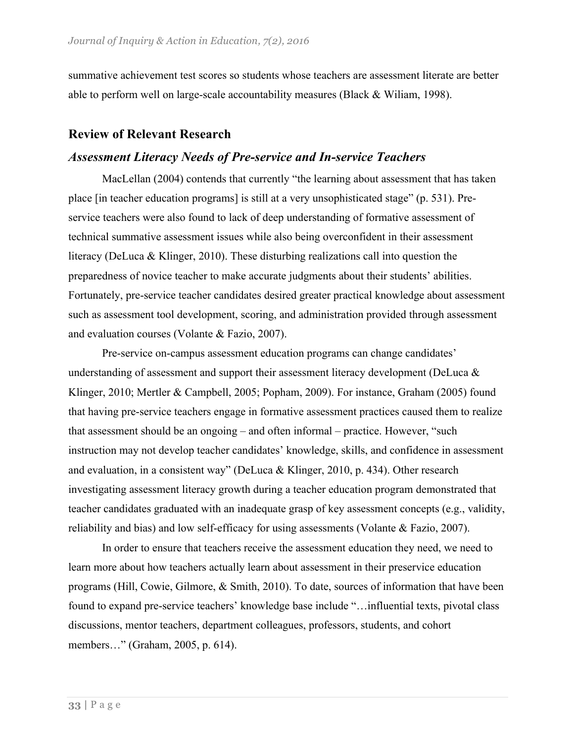summative achievement test scores so students whose teachers are assessment literate are better able to perform well on large-scale accountability measures (Black & Wiliam, 1998).

## Review of Relevant Research

### *Assessment Literacy Needs of Pre-service and In-service Teachers*

MacLellan (2004) contends that currently "the learning about assessment that has taken place [in teacher education programs] is still at a very unsophisticated stage" (p. 531). Pre-service teachers were also found to lack of deep understanding of formative assessment of technical summative assessment issues while also being overconfident in their assessment literacy (DeLuca & Klinger, 2010). These disturbing realizations call into question the preparedness of novice teacher to make accurate judgments about their students' abilities. Fortunately, pre-service teacher candidates desired greater practical knowledge about assessment such as assessment tool development, scoring, and administration provided through assessment and evaluation courses (Volante & Fazio, 2007).

Pre-service on-campus assessment education programs can change candidates' understanding of assessment and support their assessment literacy development (DeLuca & Klinger, 2010; Mertler & Campbell, 2005; Popham, 2009). For instance, Graham (2005) found that having pre-service teachers engage in formative assessment practices caused them to realize that assessment should be an ongoing – and often informal – practice. However, "such instruction may not develop teacher candidates' knowledge, skills, and confidence in assessment and evaluation, in a consistent way" (DeLuca & Klinger, 2010, p. 434). Other research investigating assessment literacy growth during a teacher education program demonstrated that teacher candidates graduated with an inadequate grasp of key assessment concepts (e.g., validity, reliability and bias) and low self-efficacy for using assessments (Volante & Fazio, 2007).

In order to ensure that teachers receive the assessment education they need, we need to learn more about how teachers actually learn about assessment in their preservice education programs (Hill, Cowie, Gilmore, & Smith, 2010). To date, sources of information that have been found to expand pre-service teachers' knowledge base include "…influential texts, pivotal class discussions, mentor teachers, department colleagues, professors, students, and cohort members…" (Graham, 2005, p. 614).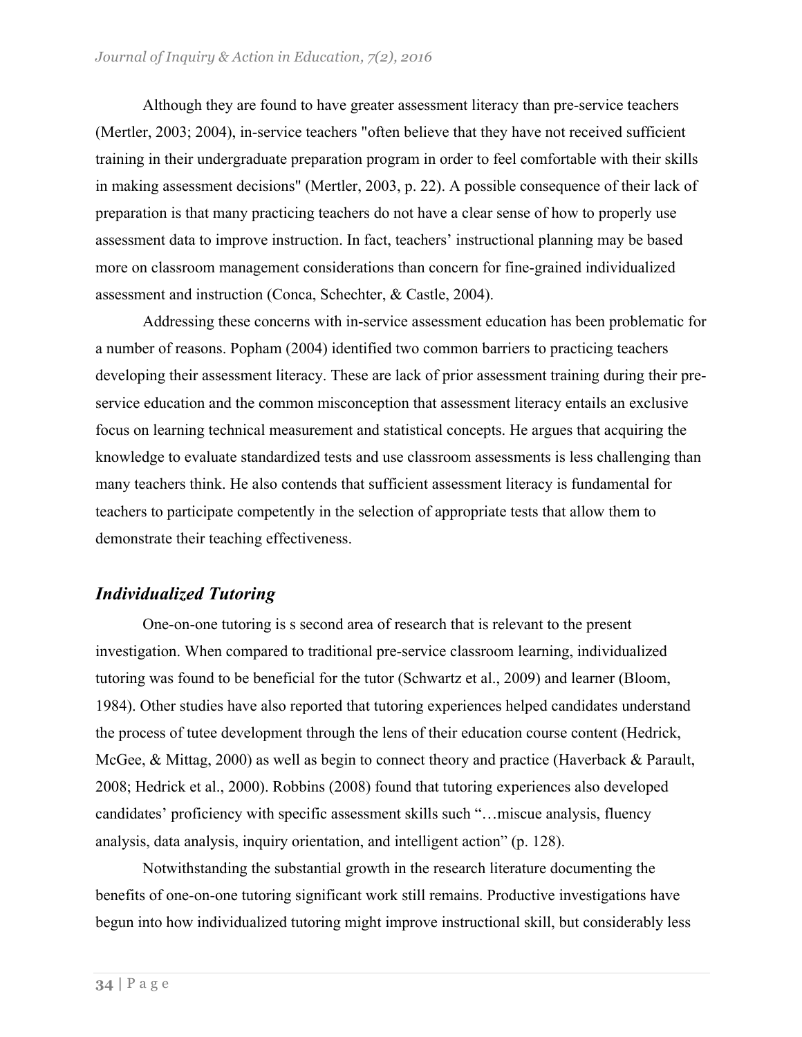Although they are found to have greater assessment literacy than pre-service teachers (Mertler, 2003; 2004), in-service teachers "often believe that they have not received sufficient training in their undergraduate preparation program in order to feel comfortable with their skills in making assessment decisions" (Mertler, 2003, p. 22). A possible consequence of their lack of preparation is that many practicing teachers do not have a clear sense of how to properly use assessment data to improve instruction. In fact, teachers' instructional planning may be based more on classroom management considerations than concern for fine-grained individualized assessment and instruction (Conca, Schechter, & Castle, 2004).

Addressing these concerns with in-service assessment education has been problematic for a number of reasons. Popham (2004) identified two common barriers to practicing teachers developing their assessment literacy. These are lack of prior assessment training during their pre-service education and the common misconception that assessment literacy entails an exclusive focus on learning technical measurement and statistical concepts. He argues that acquiring the knowledge to evaluate standardized tests and use classroom assessments is less challenging than many teachers think. He also contends that sufficient assessment literacy is fundamental for teachers to participate competently in the selection of appropriate tests that allow them to demonstrate their teaching effectiveness.

## *Individualized Tutoring*

One-on-one tutoring is s second area of research that is relevant to the present investigation. When compared to traditional pre-service classroom learning, individualized tutoring was found to be beneficial for the tutor (Schwartz et al., 2009) and learner (Bloom, 1984). Other studies have also reported that tutoring experiences helped candidates understand the process of tutee development through the lens of their education course content (Hedrick, McGee, & Mittag, 2000) as well as begin to connect theory and practice (Haverback & Parault, 2008; Hedrick et al., 2000). Robbins (2008) found that tutoring experiences also developed candidates' proficiency with specific assessment skills such "…miscue analysis, fluency analysis, data analysis, inquiry orientation, and intelligent action" (p. 128).

Notwithstanding the substantial growth in the research literature documenting the benefits of one-on-one tutoring significant work still remains. Productive investigations have begun into how individualized tutoring might improve instructional skill, but considerably less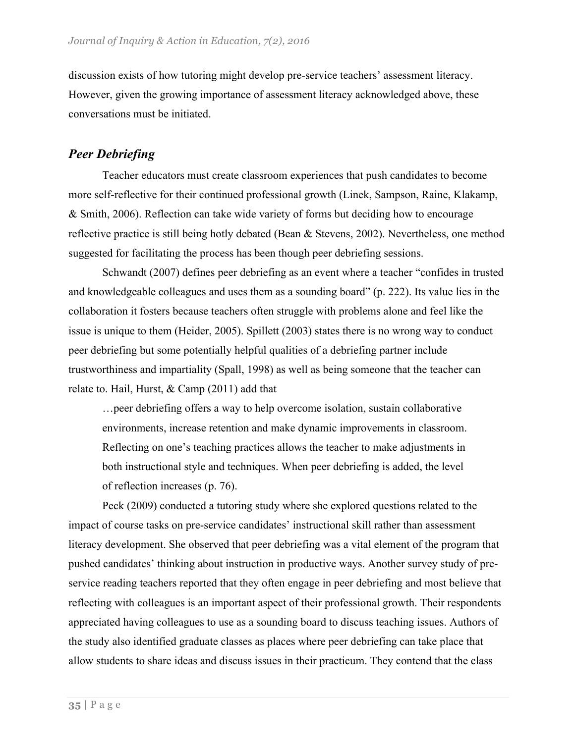discussion exists of how tutoring might develop pre-service teachers' assessment literacy. However, given the growing importance of assessment literacy acknowledged above, these conversations must be initiated.

## *Peer Debriefing*

Teacher educators must create classroom experiences that push candidates to become more self-reflective for their continued professional growth (Linek, Sampson, Raine, Klakamp, & Smith, 2006). Reflection can take wide variety of forms but deciding how to encourage reflective practice is still being hotly debated (Bean & Stevens, 2002). Nevertheless, one method suggested for facilitating the process has been though peer debriefing sessions.

Schwandt (2007) defines peer debriefing as an event where a teacher "confides in trusted and knowledgeable colleagues and uses them as a sounding board" (p. 222). Its value lies in the collaboration it fosters because teachers often struggle with problems alone and feel like the issue is unique to them (Heider, 2005). Spillett (2003) states there is no wrong way to conduct peer debriefing but some potentially helpful qualities of a debriefing partner include trustworthiness and impartiality (Spall, 1998) as well as being someone that the teacher can relate to. Hail, Hurst, & Camp (2011) add that

> …peer debriefing offers a way to help overcome isolation, sustain collaborative environments, increase retention and make dynamic improvements in classroom. Reflecting on one's teaching practices allows the teacher to make adjustments in both instructional style and techniques. When peer debriefing is added, the level of reflection increases (p. 76).

Peck (2009) conducted a tutoring study where she explored questions related to the impact of course tasks on pre-service candidates' instructional skill rather than assessment literacy development. She observed that peer debriefing was a vital element of the program that pushed candidates' thinking about instruction in productive ways. Another survey study of pre-service reading teachers reported that they often engage in peer debriefing and most believe that reflecting with colleagues is an important aspect of their professional growth. Their respondents appreciated having colleagues to use as a sounding board to discuss teaching issues. Authors of the study also identified graduate classes as places where peer debriefing can take place that allow students to share ideas and discuss issues in their practicum. They contend that the class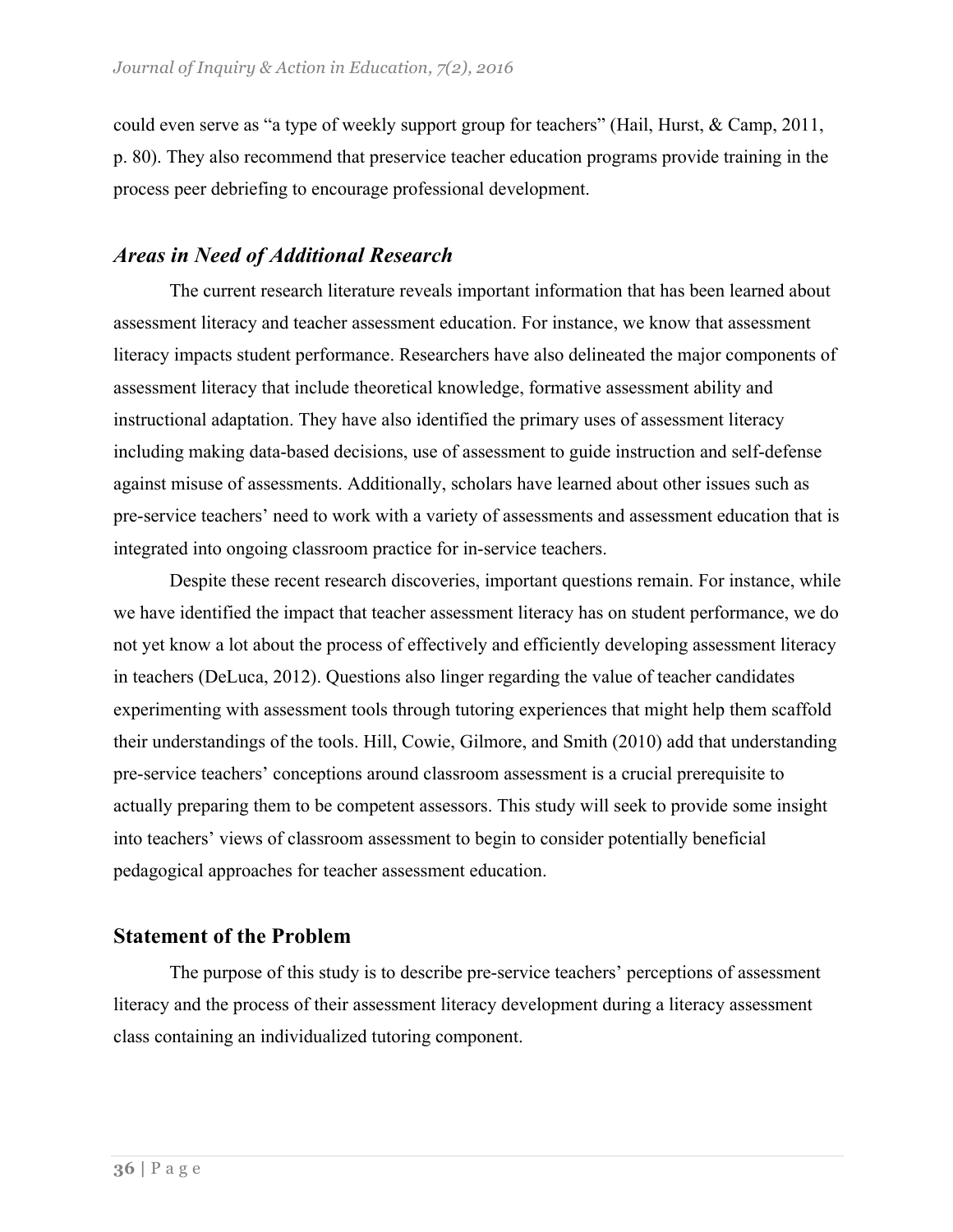could even serve as "a type of weekly support group for teachers" (Hail, Hurst, & Camp, 2011, p. 80). They also recommend that preservice teacher education programs provide training in the process peer debriefing to encourage professional development.

### *Areas in Need of Additional Research*

The current research literature reveals important information that has been learned about assessment literacy and teacher assessment education. For instance, we know that assessment literacy impacts student performance. Researchers have also delineated the major components of assessment literacy that include theoretical knowledge, formative assessment ability and instructional adaptation. They have also identified the primary uses of assessment literacy including making data-based decisions, use of assessment to guide instruction and self-defense against misuse of assessments. Additionally, scholars have learned about other issues such as pre-service teachers' need to work with a variety of assessments and assessment education that is integrated into ongoing classroom practice for in-service teachers.

Despite these recent research discoveries, important questions remain. For instance, while we have identified the impact that teacher assessment literacy has on student performance, we do not yet know a lot about the process of effectively and efficiently developing assessment literacy in teachers (DeLuca, 2012). Questions also linger regarding the value of teacher candidates experimenting with assessment tools through tutoring experiences that might help them scaffold their understandings of the tools. Hill, Cowie, Gilmore, and Smith (2010) add that understanding pre-service teachers' conceptions around classroom assessment is a crucial prerequisite to actually preparing them to be competent assessors. This study will seek to provide some insight into teachers' views of classroom assessment to begin to consider potentially beneficial pedagogical approaches for teacher assessment education.

## Statement of the Problem

The purpose of this study is to describe pre-service teachers' perceptions of assessment literacy and the process of their assessment literacy development during a literacy assessment class containing an individualized tutoring component.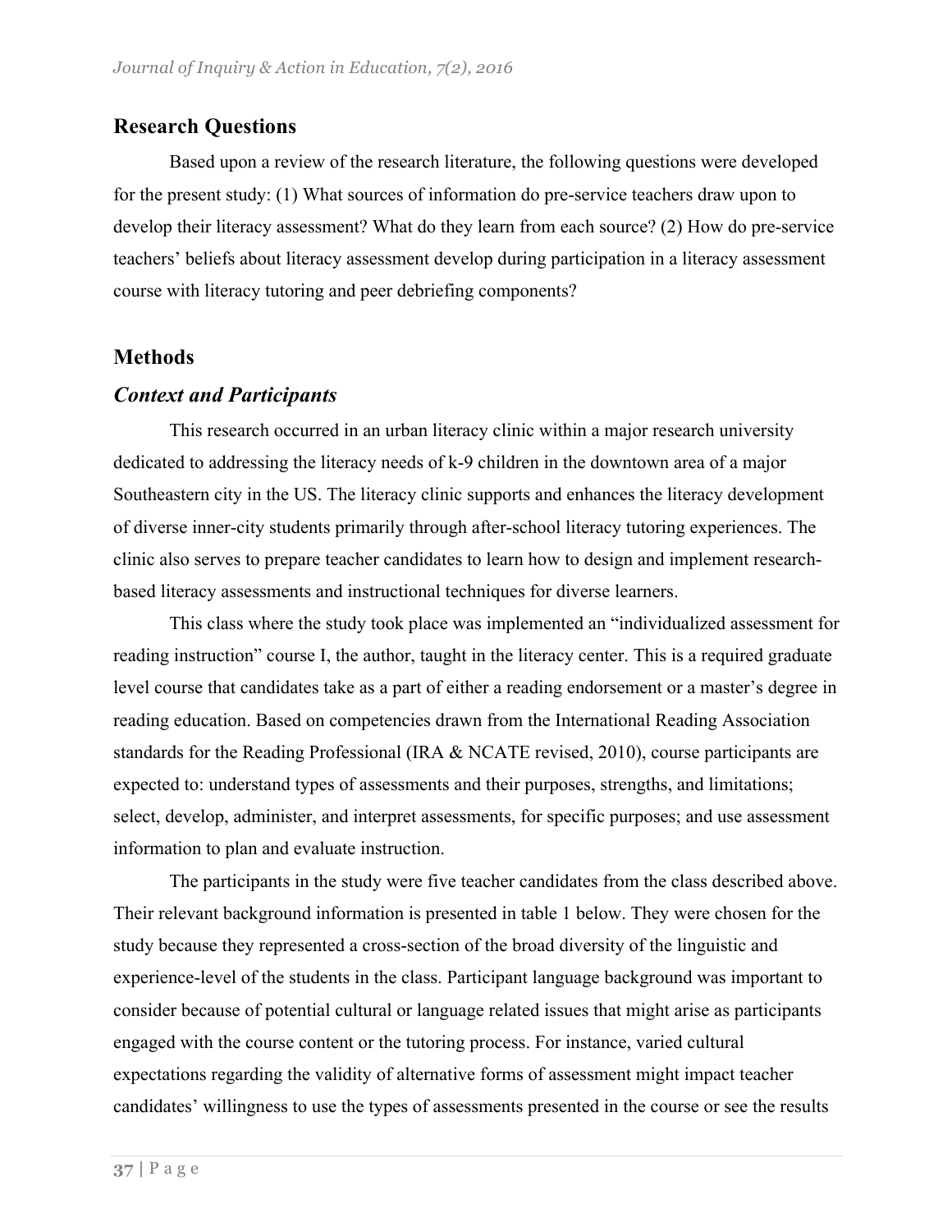## Research Questions

Based upon a review of the research literature, the following questions were developed for the present study: (1) What sources of information do pre-service teachers draw upon to develop their literacy assessment? What do they learn from each source? (2) How do pre-service teachers' beliefs about literacy assessment develop during participation in a literacy assessment course with literacy tutoring and peer debriefing components?

## Methods

### *Context and Participants*

This research occurred in an urban literacy clinic within a major research university dedicated to addressing the literacy needs of k-9 children in the downtown area of a major Southeastern city in the US. The literacy clinic supports and enhances the literacy development of diverse inner-city students primarily through after-school literacy tutoring experiences. The clinic also serves to prepare teacher candidates to learn how to design and implement research-based literacy assessments and instructional techniques for diverse learners.

This class where the study took place was implemented an "individualized assessment for reading instruction" course I, the author, taught in the literacy center. This is a required graduate level course that candidates take as a part of either a reading endorsement or a master's degree in reading education. Based on competencies drawn from the International Reading Association standards for the Reading Professional (IRA & NCATE revised, 2010), course participants are expected to: understand types of assessments and their purposes, strengths, and limitations; select, develop, administer, and interpret assessments, for specific purposes; and use assessment information to plan and evaluate instruction.

The participants in the study were five teacher candidates from the class described above. Their relevant background information is presented in table 1 below. They were chosen for the study because they represented a cross-section of the broad diversity of the linguistic and experience-level of the students in the class. Participant language background was important to consider because of potential cultural or language related issues that might arise as participants engaged with the course content or the tutoring process. For instance, varied cultural expectations regarding the validity of alternative forms of assessment might impact teacher candidates' willingness to use the types of assessments presented in the course or see the results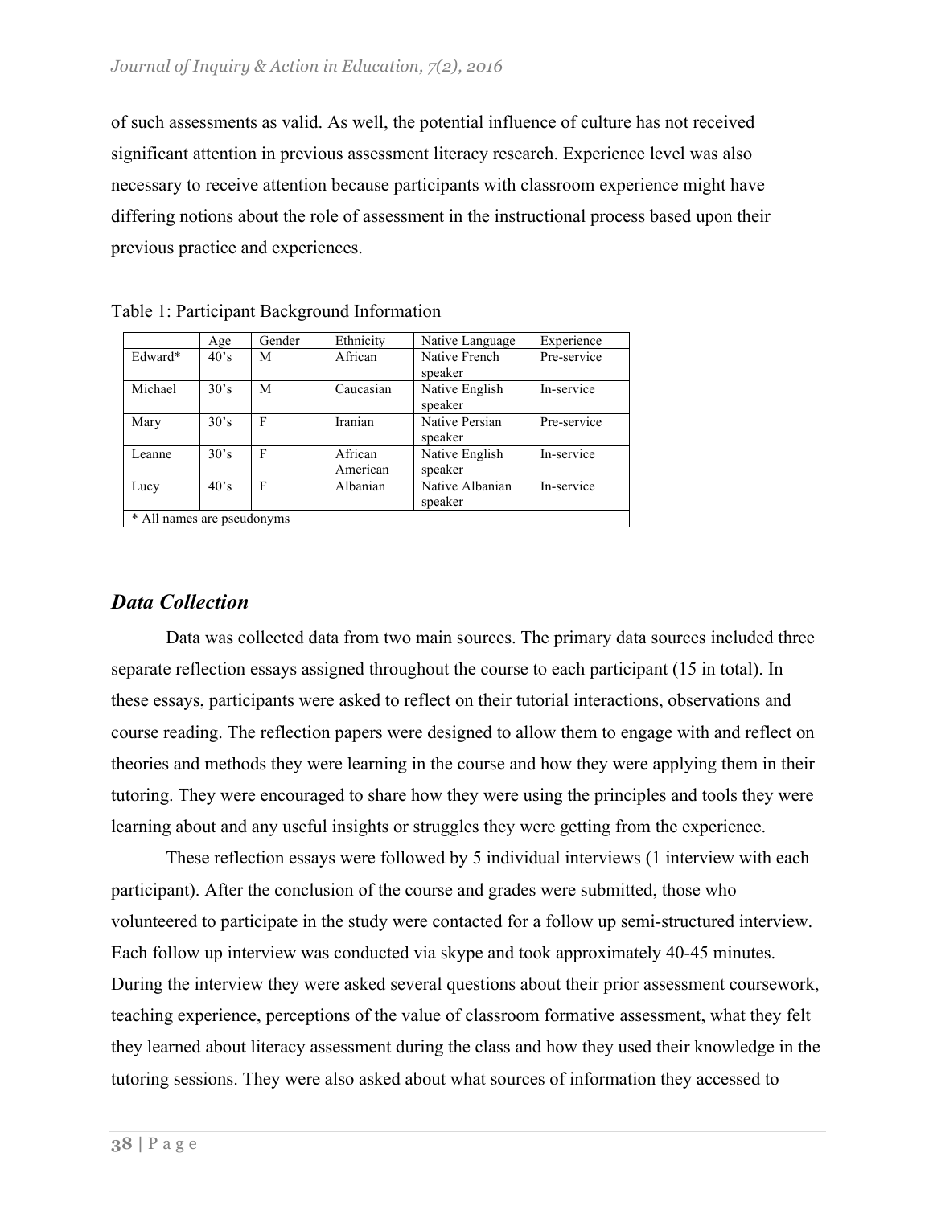of such assessments as valid. As well, the potential influence of culture has not received significant attention in previous assessment literacy research. Experience level was also necessary to receive attention because participants with classroom experience might have differing notions about the role of assessment in the instructional process based upon their previous practice and experiences.

Table 1: Participant Background Information

| | Age | Gender | Ethnicity | Native Language | Experience |
|---|---|---|---|---|---|
| Edward* | 40's | M | African | Native French speaker | Pre-service |
| Michael | 30's | M | Caucasian | Native English speaker | In-service |
| Mary | 30's | F | Iranian | Native Persian speaker | Pre-service |
| Leanne | 30's | F | African American | Native English speaker | In-service |
| Lucy | 40's | F | Albanian | Native Albanian speaker | In-service |
| * All names are pseudonyms | | | | | |

## *Data Collection*

Data was collected data from two main sources. The primary data sources included three separate reflection essays assigned throughout the course to each participant (15 in total). In these essays, participants were asked to reflect on their tutorial interactions, observations and course reading. The reflection papers were designed to allow them to engage with and reflect on theories and methods they were learning in the course and how they were applying them in their tutoring. They were encouraged to share how they were using the principles and tools they were learning about and any useful insights or struggles they were getting from the experience.

These reflection essays were followed by 5 individual interviews (1 interview with each participant). After the conclusion of the course and grades were submitted, those who volunteered to participate in the study were contacted for a follow up semi-structured interview. Each follow up interview was conducted via skype and took approximately 40-45 minutes. During the interview they were asked several questions about their prior assessment coursework, teaching experience, perceptions of the value of classroom formative assessment, what they felt they learned about literacy assessment during the class and how they used their knowledge in the tutoring sessions. They were also asked about what sources of information they accessed to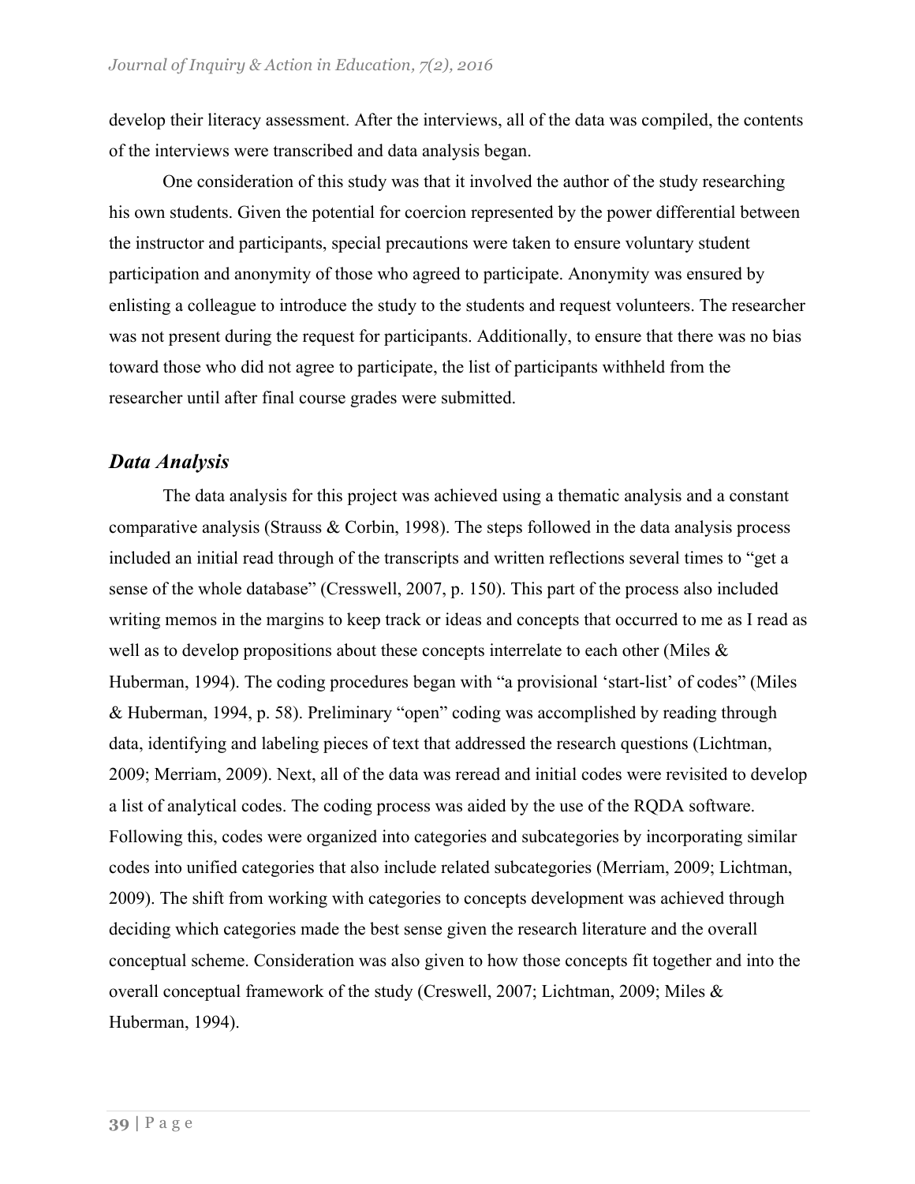develop their literacy assessment. After the interviews, all of the data was compiled, the contents of the interviews were transcribed and data analysis began.

One consideration of this study was that it involved the author of the study researching his own students. Given the potential for coercion represented by the power differential between the instructor and participants, special precautions were taken to ensure voluntary student participation and anonymity of those who agreed to participate. Anonymity was ensured by enlisting a colleague to introduce the study to the students and request volunteers. The researcher was not present during the request for participants. Additionally, to ensure that there was no bias toward those who did not agree to participate, the list of participants withheld from the researcher until after final course grades were submitted.

## *Data Analysis*

The data analysis for this project was achieved using a thematic analysis and a constant comparative analysis (Strauss & Corbin, 1998). The steps followed in the data analysis process included an initial read through of the transcripts and written reflections several times to "get a sense of the whole database" (Cresswell, 2007, p. 150). This part of the process also included writing memos in the margins to keep track or ideas and concepts that occurred to me as I read as well as to develop propositions about these concepts interrelate to each other (Miles & Huberman, 1994). The coding procedures began with "a provisional 'start-list' of codes" (Miles & Huberman, 1994, p. 58). Preliminary "open" coding was accomplished by reading through data, identifying and labeling pieces of text that addressed the research questions (Lichtman, 2009; Merriam, 2009). Next, all of the data was reread and initial codes were revisited to develop a list of analytical codes. The coding process was aided by the use of the RQDA software. Following this, codes were organized into categories and subcategories by incorporating similar codes into unified categories that also include related subcategories (Merriam, 2009; Lichtman, 2009). The shift from working with categories to concepts development was achieved through deciding which categories made the best sense given the research literature and the overall conceptual scheme. Consideration was also given to how those concepts fit together and into the overall conceptual framework of the study (Creswell, 2007; Lichtman, 2009; Miles & Huberman, 1994).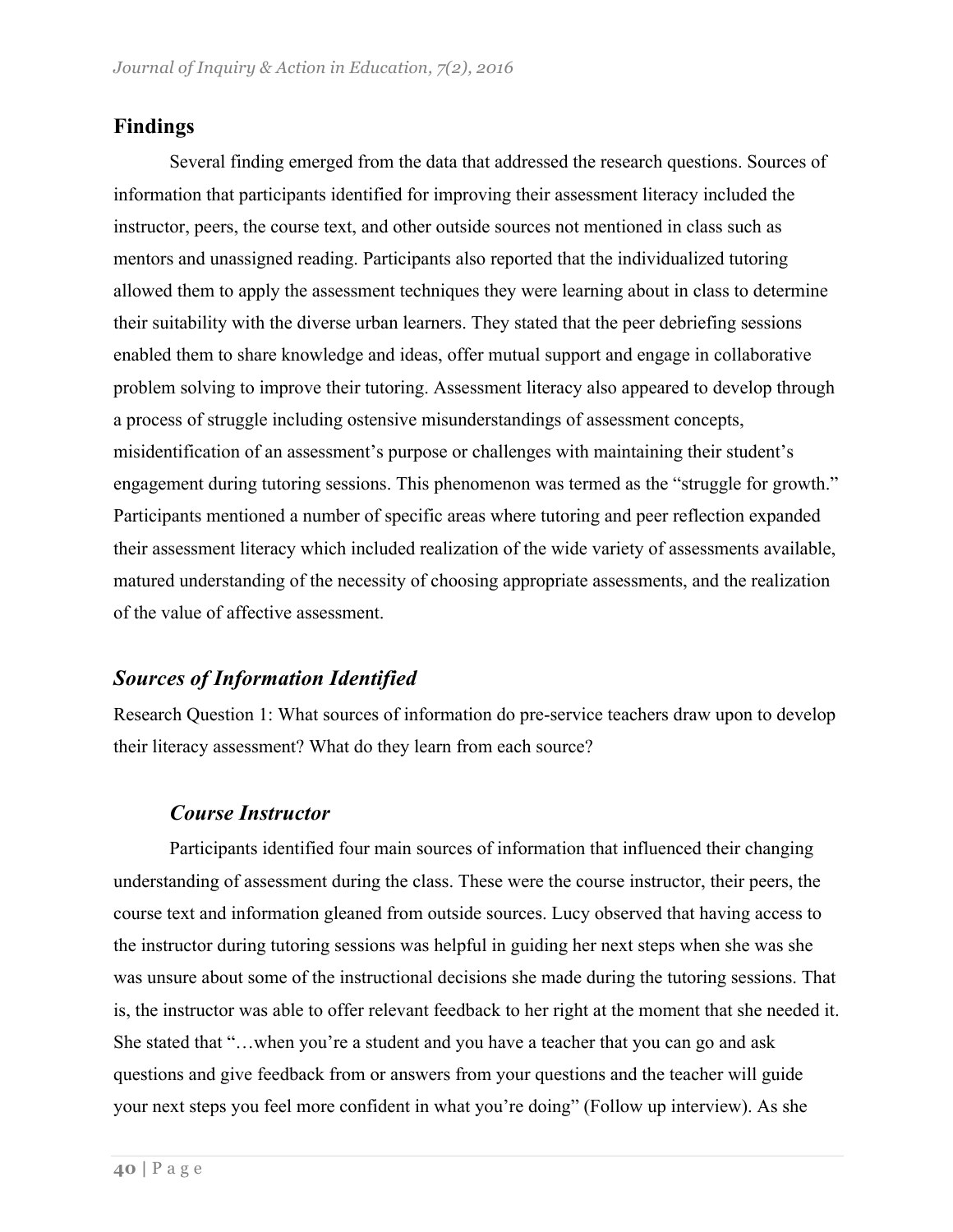## Findings

Several finding emerged from the data that addressed the research questions. Sources of information that participants identified for improving their assessment literacy included the instructor, peers, the course text, and other outside sources not mentioned in class such as mentors and unassigned reading. Participants also reported that the individualized tutoring allowed them to apply the assessment techniques they were learning about in class to determine their suitability with the diverse urban learners. They stated that the peer debriefing sessions enabled them to share knowledge and ideas, offer mutual support and engage in collaborative problem solving to improve their tutoring. Assessment literacy also appeared to develop through a process of struggle including ostensive misunderstandings of assessment concepts, misidentification of an assessment's purpose or challenges with maintaining their student's engagement during tutoring sessions. This phenomenon was termed as the "struggle for growth." Participants mentioned a number of specific areas where tutoring and peer reflection expanded their assessment literacy which included realization of the wide variety of assessments available, matured understanding of the necessity of choosing appropriate assessments, and the realization of the value of affective assessment.

### *Sources of Information Identified*

Research Question 1: What sources of information do pre-service teachers draw upon to develop their literacy assessment? What do they learn from each source?

#### *Course Instructor*

Participants identified four main sources of information that influenced their changing understanding of assessment during the class. These were the course instructor, their peers, the course text and information gleaned from outside sources. Lucy observed that having access to the instructor during tutoring sessions was helpful in guiding her next steps when she was she was unsure about some of the instructional decisions she made during the tutoring sessions. That is, the instructor was able to offer relevant feedback to her right at the moment that she needed it. She stated that "…when you're a student and you have a teacher that you can go and ask questions and give feedback from or answers from your questions and the teacher will guide your next steps you feel more confident in what you're doing" (Follow up interview). As she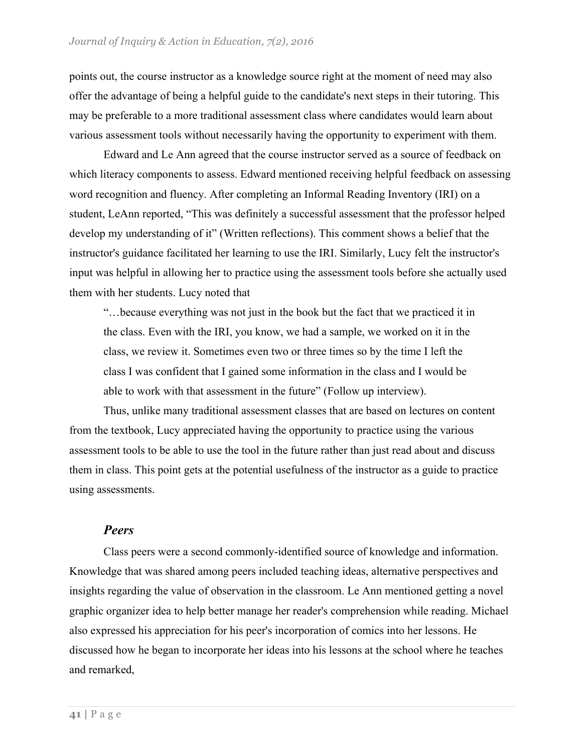points out, the course instructor as a knowledge source right at the moment of need may also offer the advantage of being a helpful guide to the candidate's next steps in their tutoring. This may be preferable to a more traditional assessment class where candidates would learn about various assessment tools without necessarily having the opportunity to experiment with them.

Edward and Le Ann agreed that the course instructor served as a source of feedback on which literacy components to assess. Edward mentioned receiving helpful feedback on assessing word recognition and fluency. After completing an Informal Reading Inventory (IRI) on a student, LeAnn reported, "This was definitely a successful assessment that the professor helped develop my understanding of it" (Written reflections). This comment shows a belief that the instructor's guidance facilitated her learning to use the IRI. Similarly, Lucy felt the instructor's input was helpful in allowing her to practice using the assessment tools before she actually used them with her students. Lucy noted that

> "…because everything was not just in the book but the fact that we practiced it in the class. Even with the IRI, you know, we had a sample, we worked on it in the class, we review it. Sometimes even two or three times so by the time I left the class I was confident that I gained some information in the class and I would be able to work with that assessment in the future" (Follow up interview).

Thus, unlike many traditional assessment classes that are based on lectures on content from the textbook, Lucy appreciated having the opportunity to practice using the various assessment tools to be able to use the tool in the future rather than just read about and discuss them in class. This point gets at the potential usefulness of the instructor as a guide to practice using assessments.

### *Peers*

Class peers were a second commonly-identified source of knowledge and information. Knowledge that was shared among peers included teaching ideas, alternative perspectives and insights regarding the value of observation in the classroom. Le Ann mentioned getting a novel graphic organizer idea to help better manage her reader's comprehension while reading. Michael also expressed his appreciation for his peer's incorporation of comics into her lessons. He discussed how he began to incorporate her ideas into his lessons at the school where he teaches and remarked,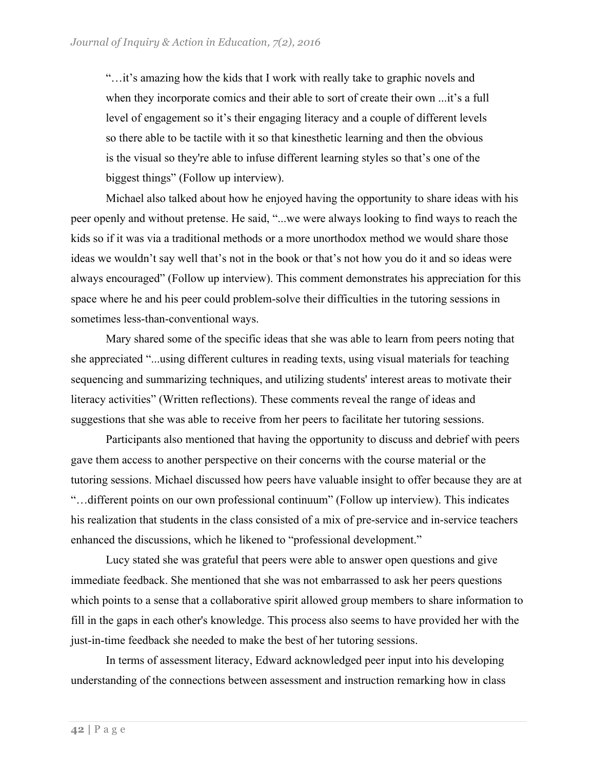> "…it's amazing how the kids that I work with really take to graphic novels and when they incorporate comics and their able to sort of create their own ...it's a full level of engagement so it's their engaging literacy and a couple of different levels so there able to be tactile with it so that kinesthetic learning and then the obvious is the visual so they're able to infuse different learning styles so that's one of the biggest things" (Follow up interview).

Michael also talked about how he enjoyed having the opportunity to share ideas with his peer openly and without pretense. He said, "...we were always looking to find ways to reach the kids so if it was via a traditional methods or a more unorthodox method we would share those ideas we wouldn't say well that's not in the book or that's not how you do it and so ideas were always encouraged" (Follow up interview). This comment demonstrates his appreciation for this space where he and his peer could problem-solve their difficulties in the tutoring sessions in sometimes less-than-conventional ways.

Mary shared some of the specific ideas that she was able to learn from peers noting that she appreciated "...using different cultures in reading texts, using visual materials for teaching sequencing and summarizing techniques, and utilizing students' interest areas to motivate their literacy activities" (Written reflections). These comments reveal the range of ideas and suggestions that she was able to receive from her peers to facilitate her tutoring sessions.

Participants also mentioned that having the opportunity to discuss and debrief with peers gave them access to another perspective on their concerns with the course material or the tutoring sessions. Michael discussed how peers have valuable insight to offer because they are at "…different points on our own professional continuum" (Follow up interview). This indicates his realization that students in the class consisted of a mix of pre-service and in-service teachers enhanced the discussions, which he likened to "professional development."

Lucy stated she was grateful that peers were able to answer open questions and give immediate feedback. She mentioned that she was not embarrassed to ask her peers questions which points to a sense that a collaborative spirit allowed group members to share information to fill in the gaps in each other's knowledge. This process also seems to have provided her with the just-in-time feedback she needed to make the best of her tutoring sessions.

In terms of assessment literacy, Edward acknowledged peer input into his developing understanding of the connections between assessment and instruction remarking how in class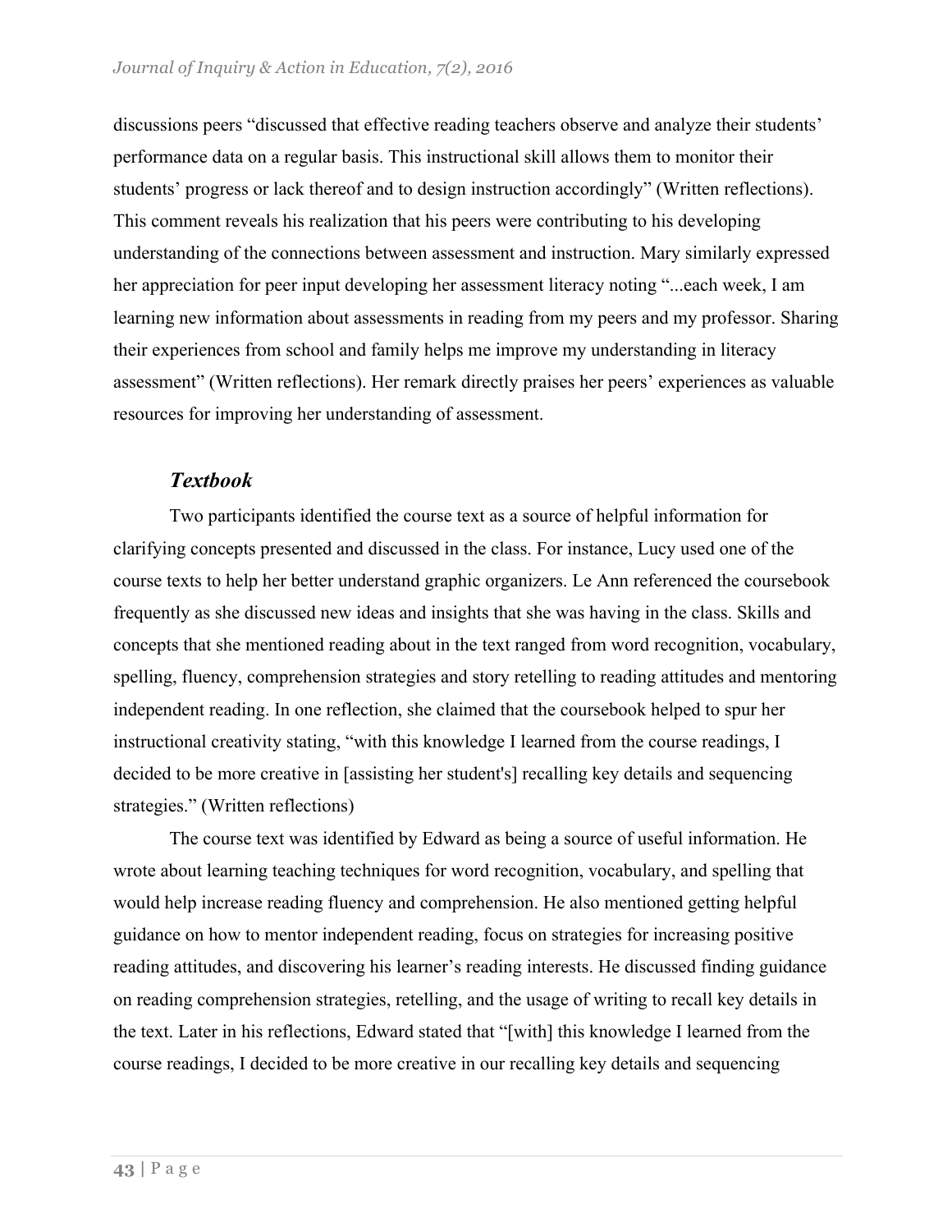discussions peers "discussed that effective reading teachers observe and analyze their students' performance data on a regular basis. This instructional skill allows them to monitor their students' progress or lack thereof and to design instruction accordingly" (Written reflections). This comment reveals his realization that his peers were contributing to his developing understanding of the connections between assessment and instruction. Mary similarly expressed her appreciation for peer input developing her assessment literacy noting "...each week, I am learning new information about assessments in reading from my peers and my professor. Sharing their experiences from school and family helps me improve my understanding in literacy assessment" (Written reflections). Her remark directly praises her peers' experiences as valuable resources for improving her understanding of assessment.

### *Textbook*

Two participants identified the course text as a source of helpful information for clarifying concepts presented and discussed in the class. For instance, Lucy used one of the course texts to help her better understand graphic organizers. Le Ann referenced the coursebook frequently as she discussed new ideas and insights that she was having in the class. Skills and concepts that she mentioned reading about in the text ranged from word recognition, vocabulary, spelling, fluency, comprehension strategies and story retelling to reading attitudes and mentoring independent reading. In one reflection, she claimed that the coursebook helped to spur her instructional creativity stating, "with this knowledge I learned from the course readings, I decided to be more creative in [assisting her student's] recalling key details and sequencing strategies." (Written reflections)

The course text was identified by Edward as being a source of useful information. He wrote about learning teaching techniques for word recognition, vocabulary, and spelling that would help increase reading fluency and comprehension. He also mentioned getting helpful guidance on how to mentor independent reading, focus on strategies for increasing positive reading attitudes, and discovering his learner's reading interests. He discussed finding guidance on reading comprehension strategies, retelling, and the usage of writing to recall key details in the text. Later in his reflections, Edward stated that "[with] this knowledge I learned from the course readings, I decided to be more creative in our recalling key details and sequencing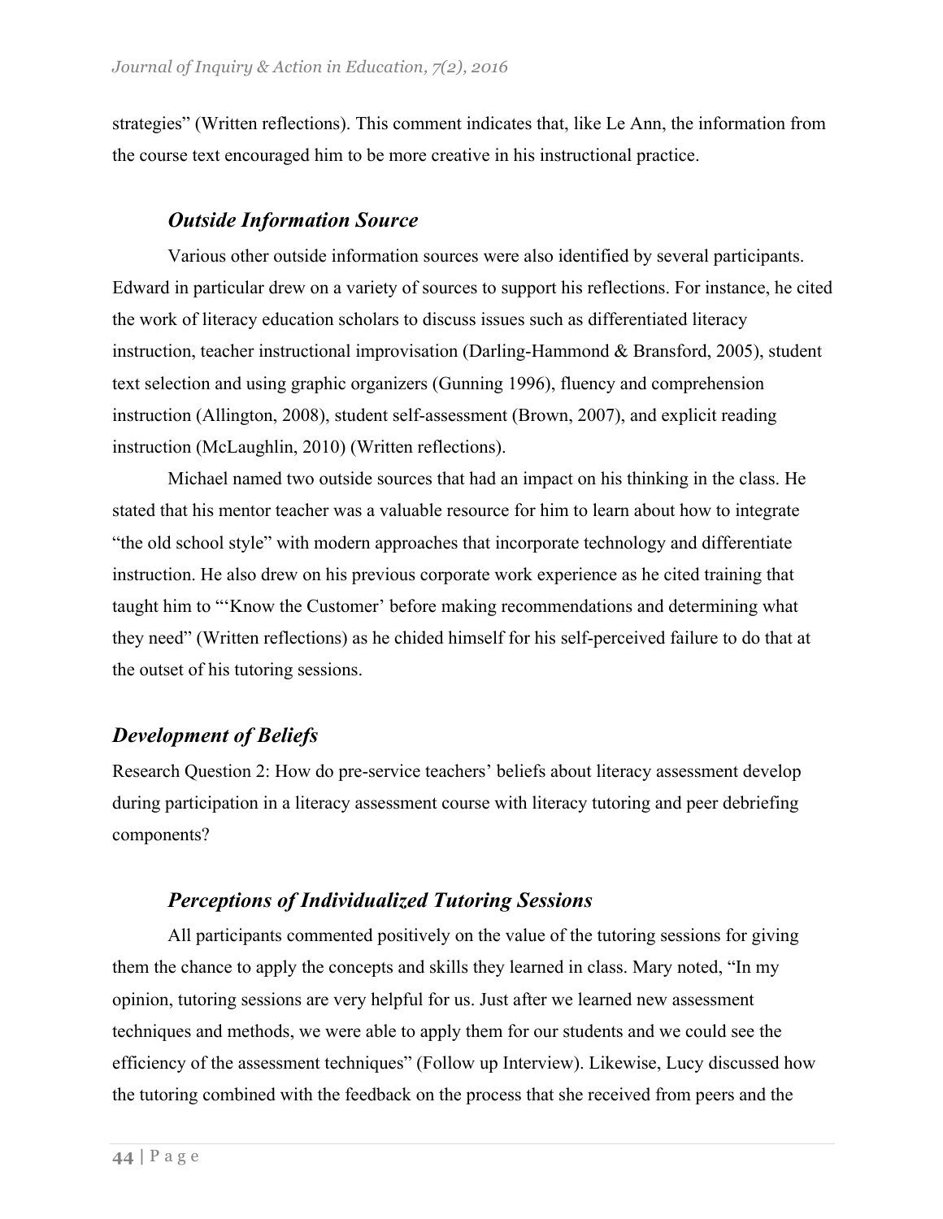strategies" (Written reflections). This comment indicates that, like Le Ann, the information from the course text encouraged him to be more creative in his instructional practice.

### *Outside Information Source*

Various other outside information sources were also identified by several participants. Edward in particular drew on a variety of sources to support his reflections. For instance, he cited the work of literacy education scholars to discuss issues such as differentiated literacy instruction, teacher instructional improvisation (Darling-Hammond & Bransford, 2005), student text selection and using graphic organizers (Gunning 1996), fluency and comprehension instruction (Allington, 2008), student self-assessment (Brown, 2007), and explicit reading instruction (McLaughlin, 2010) (Written reflections).

Michael named two outside sources that had an impact on his thinking in the class. He stated that his mentor teacher was a valuable resource for him to learn about how to integrate "the old school style" with modern approaches that incorporate technology and differentiate instruction. He also drew on his previous corporate work experience as he cited training that taught him to "'Know the Customer' before making recommendations and determining what they need" (Written reflections) as he chided himself for his self-perceived failure to do that at the outset of his tutoring sessions.

## *Development of Beliefs*

Research Question 2: How do pre-service teachers' beliefs about literacy assessment develop during participation in a literacy assessment course with literacy tutoring and peer debriefing components?

### *Perceptions of Individualized Tutoring Sessions*

All participants commented positively on the value of the tutoring sessions for giving them the chance to apply the concepts and skills they learned in class. Mary noted, "In my opinion, tutoring sessions are very helpful for us. Just after we learned new assessment techniques and methods, we were able to apply them for our students and we could see the efficiency of the assessment techniques" (Follow up Interview). Likewise, Lucy discussed how the tutoring combined with the feedback on the process that she received from peers and the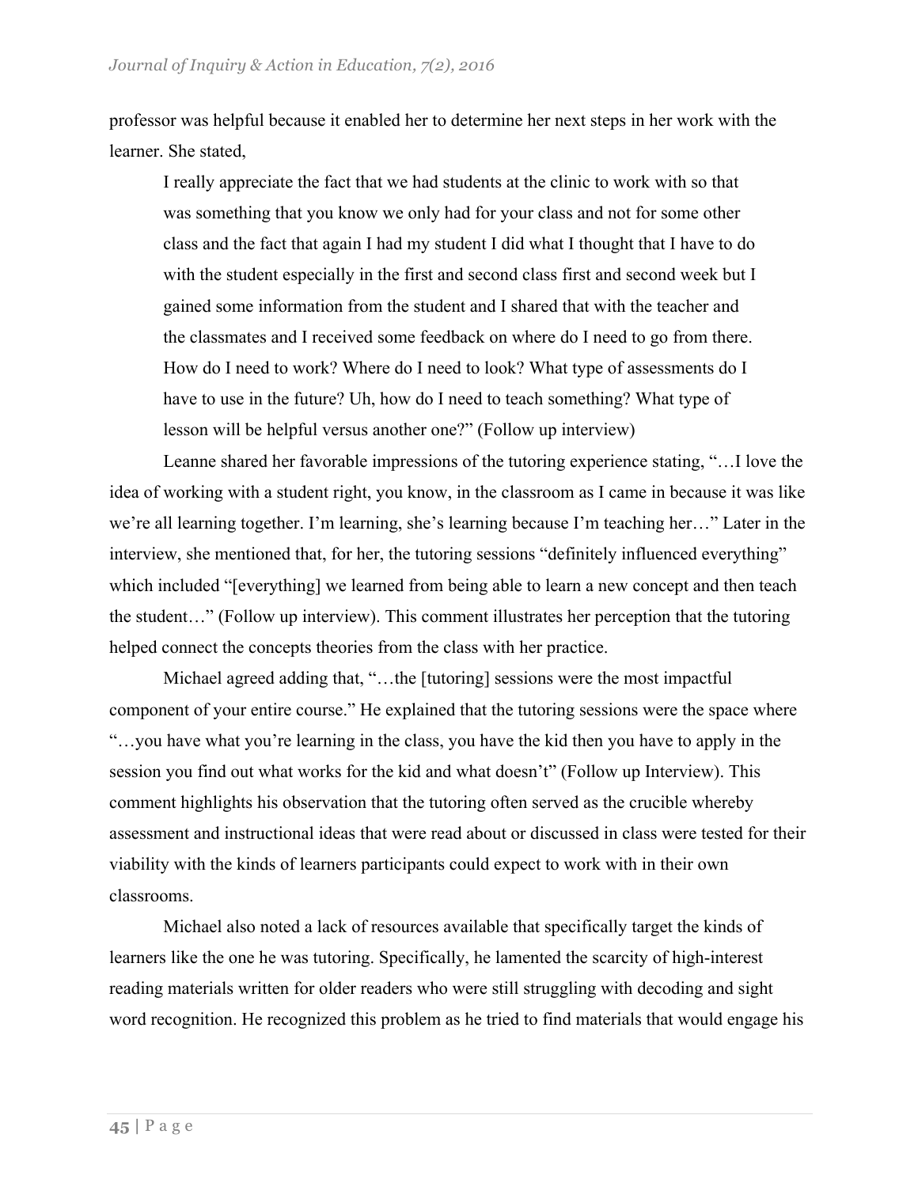professor was helpful because it enabled her to determine her next steps in her work with the learner. She stated,

> I really appreciate the fact that we had students at the clinic to work with so that was something that you know we only had for your class and not for some other class and the fact that again I had my student I did what I thought that I have to do with the student especially in the first and second class first and second week but I gained some information from the student and I shared that with the teacher and the classmates and I received some feedback on where do I need to go from there. How do I need to work? Where do I need to look? What type of assessments do I have to use in the future? Uh, how do I need to teach something? What type of lesson will be helpful versus another one?" (Follow up interview)

Leanne shared her favorable impressions of the tutoring experience stating, "…I love the idea of working with a student right, you know, in the classroom as I came in because it was like we're all learning together. I'm learning, she's learning because I'm teaching her…" Later in the interview, she mentioned that, for her, the tutoring sessions "definitely influenced everything" which included "[everything] we learned from being able to learn a new concept and then teach the student…" (Follow up interview). This comment illustrates her perception that the tutoring helped connect the concepts theories from the class with her practice.

Michael agreed adding that, "…the [tutoring] sessions were the most impactful component of your entire course." He explained that the tutoring sessions were the space where "…you have what you're learning in the class, you have the kid then you have to apply in the session you find out what works for the kid and what doesn't" (Follow up Interview). This comment highlights his observation that the tutoring often served as the crucible whereby assessment and instructional ideas that were read about or discussed in class were tested for their viability with the kinds of learners participants could expect to work with in their own classrooms.

Michael also noted a lack of resources available that specifically target the kinds of learners like the one he was tutoring. Specifically, he lamented the scarcity of high-interest reading materials written for older readers who were still struggling with decoding and sight word recognition. He recognized this problem as he tried to find materials that would engage his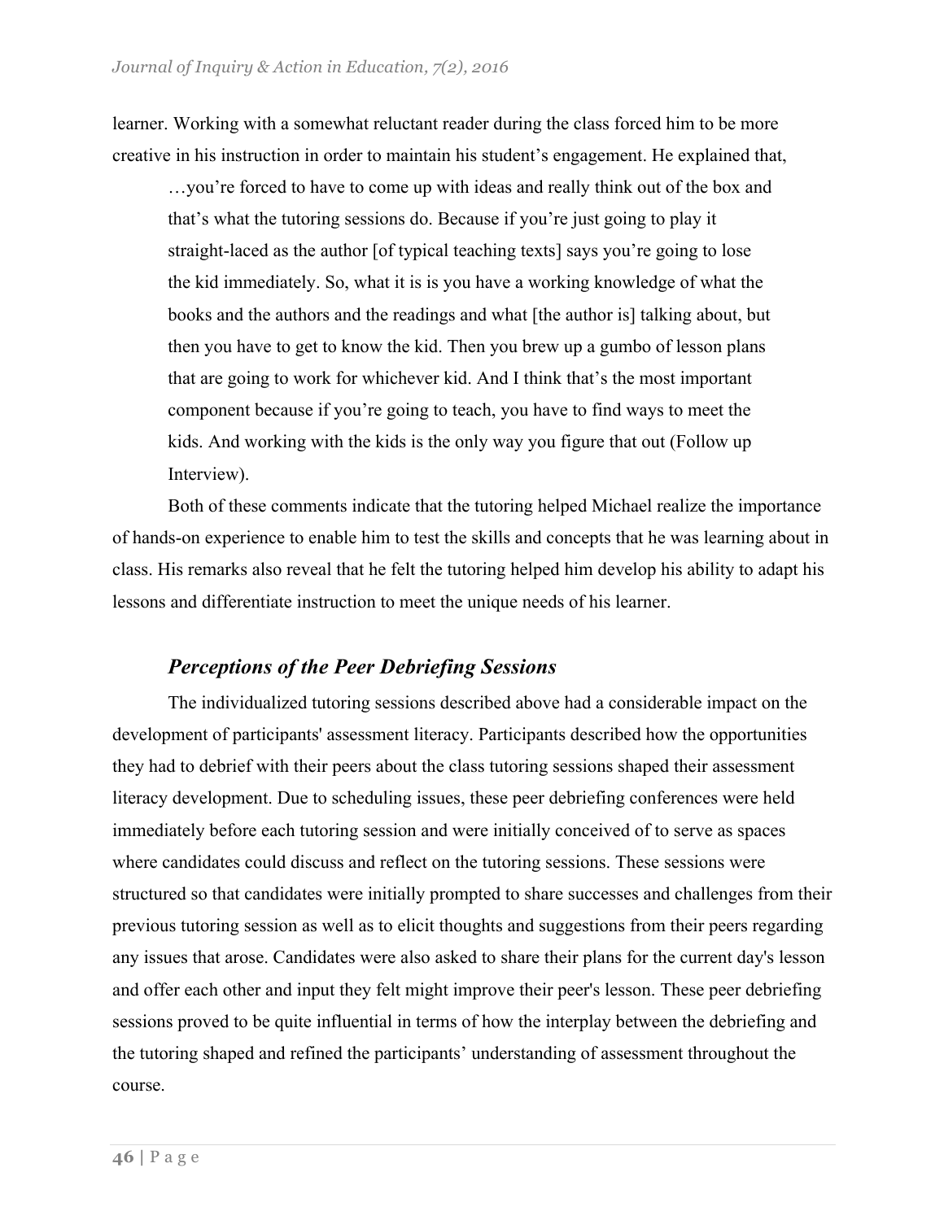learner. Working with a somewhat reluctant reader during the class forced him to be more creative in his instruction in order to maintain his student's engagement. He explained that,

> …you're forced to have to come up with ideas and really think out of the box and that's what the tutoring sessions do. Because if you're just going to play it straight-laced as the author [of typical teaching texts] says you're going to lose the kid immediately. So, what it is is you have a working knowledge of what the books and the authors and the readings and what [the author is] talking about, but then you have to get to know the kid. Then you brew up a gumbo of lesson plans that are going to work for whichever kid. And I think that's the most important component because if you're going to teach, you have to find ways to meet the kids. And working with the kids is the only way you figure that out (Follow up Interview).

Both of these comments indicate that the tutoring helped Michael realize the importance of hands-on experience to enable him to test the skills and concepts that he was learning about in class. His remarks also reveal that he felt the tutoring helped him develop his ability to adapt his lessons and differentiate instruction to meet the unique needs of his learner.

### *Perceptions of the Peer Debriefing Sessions*

The individualized tutoring sessions described above had a considerable impact on the development of participants' assessment literacy. Participants described how the opportunities they had to debrief with their peers about the class tutoring sessions shaped their assessment literacy development. Due to scheduling issues, these peer debriefing conferences were held immediately before each tutoring session and were initially conceived of to serve as spaces where candidates could discuss and reflect on the tutoring sessions. These sessions were structured so that candidates were initially prompted to share successes and challenges from their previous tutoring session as well as to elicit thoughts and suggestions from their peers regarding any issues that arose. Candidates were also asked to share their plans for the current day's lesson and offer each other and input they felt might improve their peer's lesson. These peer debriefing sessions proved to be quite influential in terms of how the interplay between the debriefing and the tutoring shaped and refined the participants' understanding of assessment throughout the course.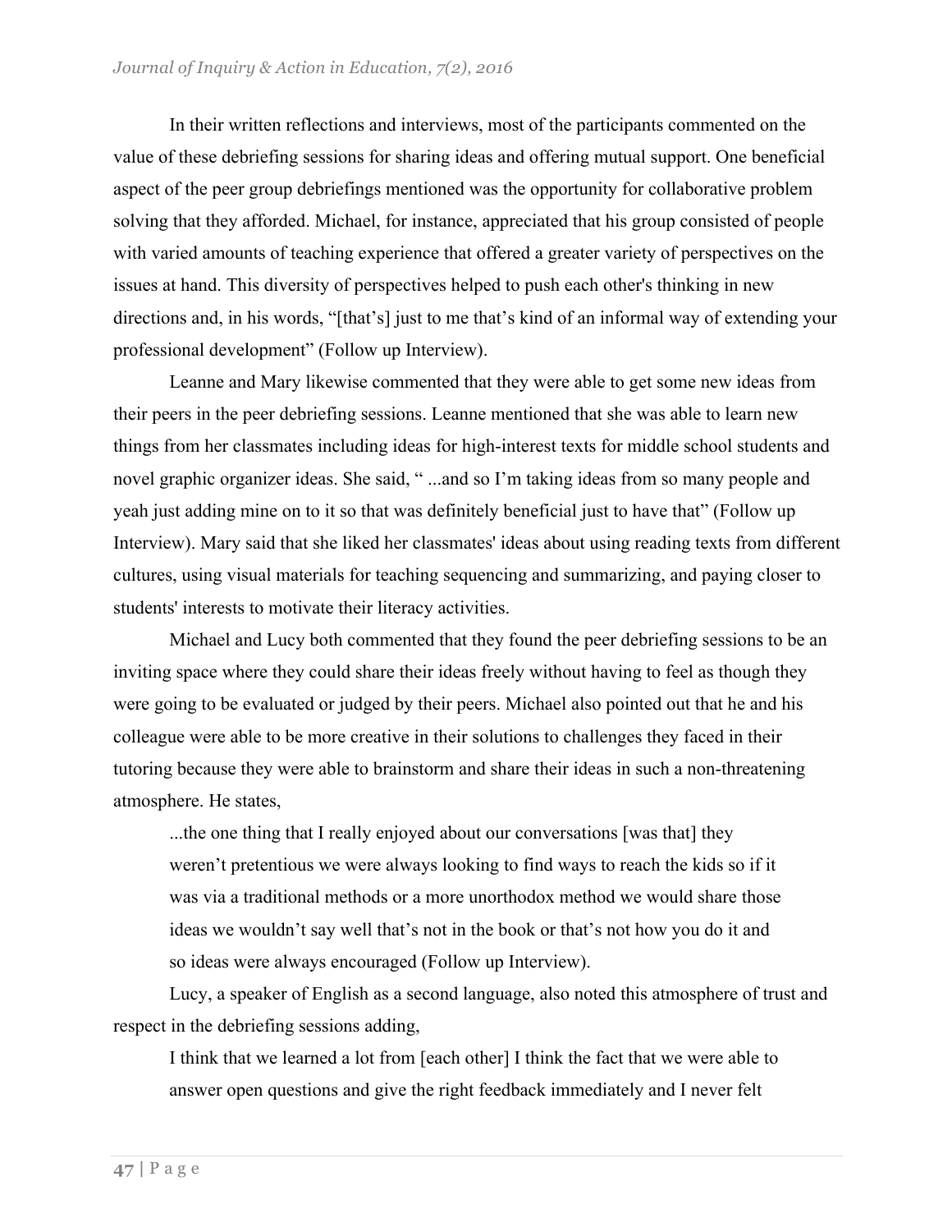In their written reflections and interviews, most of the participants commented on the value of these debriefing sessions for sharing ideas and offering mutual support. One beneficial aspect of the peer group debriefings mentioned was the opportunity for collaborative problem solving that they afforded. Michael, for instance, appreciated that his group consisted of people with varied amounts of teaching experience that offered a greater variety of perspectives on the issues at hand. This diversity of perspectives helped to push each other's thinking in new directions and, in his words, "[that's] just to me that's kind of an informal way of extending your professional development" (Follow up Interview).

Leanne and Mary likewise commented that they were able to get some new ideas from their peers in the peer debriefing sessions. Leanne mentioned that she was able to learn new things from her classmates including ideas for high-interest texts for middle school students and novel graphic organizer ideas. She said, " ...and so I'm taking ideas from so many people and yeah just adding mine on to it so that was definitely beneficial just to have that" (Follow up Interview). Mary said that she liked her classmates' ideas about using reading texts from different cultures, using visual materials for teaching sequencing and summarizing, and paying closer to students' interests to motivate their literacy activities.

Michael and Lucy both commented that they found the peer debriefing sessions to be an inviting space where they could share their ideas freely without having to feel as though they were going to be evaluated or judged by their peers. Michael also pointed out that he and his colleague were able to be more creative in their solutions to challenges they faced in their tutoring because they were able to brainstorm and share their ideas in such a non-threatening atmosphere. He states,

> ...the one thing that I really enjoyed about our conversations [was that] they weren't pretentious we were always looking to find ways to reach the kids so if it was via a traditional methods or a more unorthodox method we would share those ideas we wouldn't say well that's not in the book or that's not how you do it and so ideas were always encouraged (Follow up Interview).

Lucy, a speaker of English as a second language, also noted this atmosphere of trust and respect in the debriefing sessions adding,

> I think that we learned a lot from [each other] I think the fact that we were able to answer open questions and give the right feedback immediately and I never felt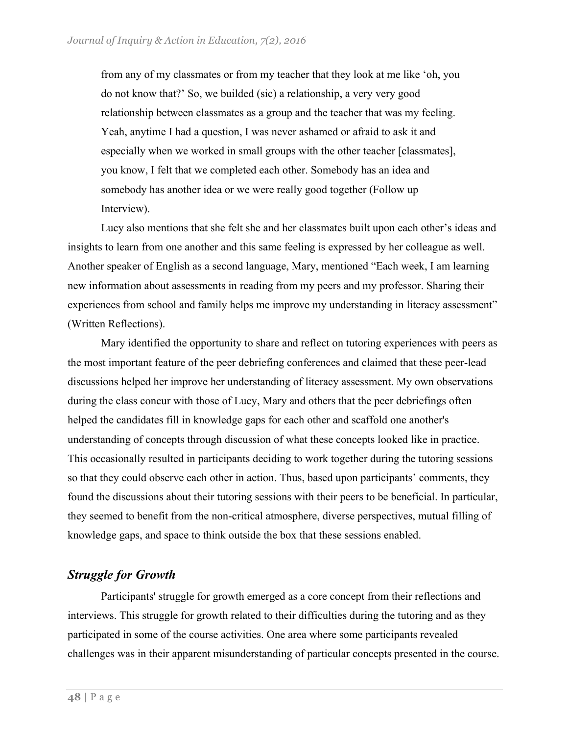> from any of my classmates or from my teacher that they look at me like 'oh, you do not know that?' So, we builded (sic) a relationship, a very very good relationship between classmates as a group and the teacher that was my feeling. Yeah, anytime I had a question, I was never ashamed or afraid to ask it and especially when we worked in small groups with the other teacher [classmates], you know, I felt that we completed each other. Somebody has an idea and somebody has another idea or we were really good together (Follow up Interview).

Lucy also mentions that she felt she and her classmates built upon each other's ideas and insights to learn from one another and this same feeling is expressed by her colleague as well. Another speaker of English as a second language, Mary, mentioned "Each week, I am learning new information about assessments in reading from my peers and my professor. Sharing their experiences from school and family helps me improve my understanding in literacy assessment" (Written Reflections).

Mary identified the opportunity to share and reflect on tutoring experiences with peers as the most important feature of the peer debriefing conferences and claimed that these peer-lead discussions helped her improve her understanding of literacy assessment. My own observations during the class concur with those of Lucy, Mary and others that the peer debriefings often helped the candidates fill in knowledge gaps for each other and scaffold one another's understanding of concepts through discussion of what these concepts looked like in practice. This occasionally resulted in participants deciding to work together during the tutoring sessions so that they could observe each other in action. Thus, based upon participants' comments, they found the discussions about their tutoring sessions with their peers to be beneficial. In particular, they seemed to benefit from the non-critical atmosphere, diverse perspectives, mutual filling of knowledge gaps, and space to think outside the box that these sessions enabled.

## *Struggle for Growth*

Participants' struggle for growth emerged as a core concept from their reflections and interviews. This struggle for growth related to their difficulties during the tutoring and as they participated in some of the course activities. One area where some participants revealed challenges was in their apparent misunderstanding of particular concepts presented in the course.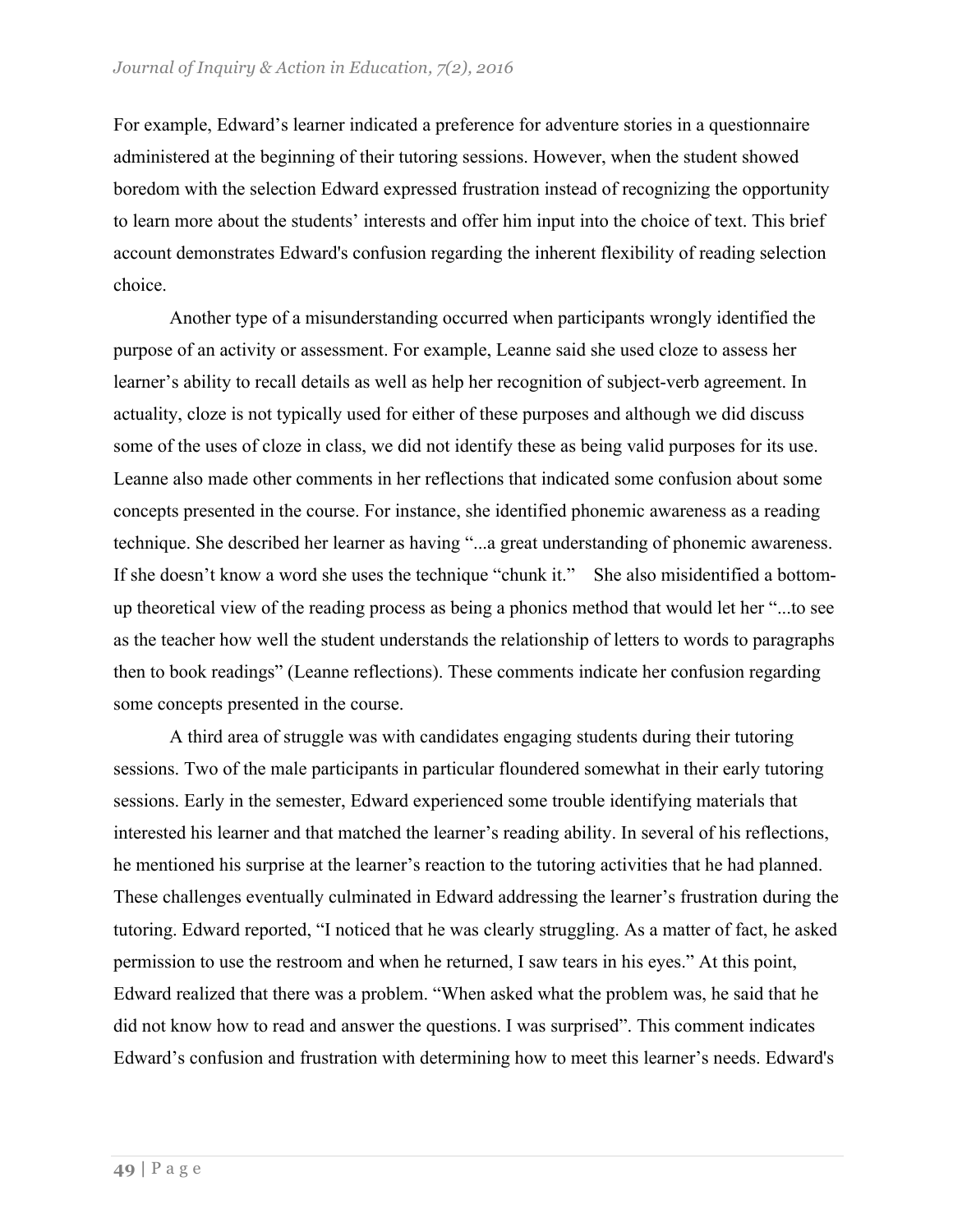For example, Edward's learner indicated a preference for adventure stories in a questionnaire administered at the beginning of their tutoring sessions. However, when the student showed boredom with the selection Edward expressed frustration instead of recognizing the opportunity to learn more about the students' interests and offer him input into the choice of text. This brief account demonstrates Edward's confusion regarding the inherent flexibility of reading selection choice.

Another type of a misunderstanding occurred when participants wrongly identified the purpose of an activity or assessment. For example, Leanne said she used cloze to assess her learner's ability to recall details as well as help her recognition of subject-verb agreement. In actuality, cloze is not typically used for either of these purposes and although we did discuss some of the uses of cloze in class, we did not identify these as being valid purposes for its use. Leanne also made other comments in her reflections that indicated some confusion about some concepts presented in the course. For instance, she identified phonemic awareness as a reading technique. She described her learner as having "...a great understanding of phonemic awareness. If she doesn't know a word she uses the technique "chunk it." She also misidentified a bottom-up theoretical view of the reading process as being a phonics method that would let her "...to see as the teacher how well the student understands the relationship of letters to words to paragraphs then to book readings" (Leanne reflections). These comments indicate her confusion regarding some concepts presented in the course.

A third area of struggle was with candidates engaging students during their tutoring sessions. Two of the male participants in particular floundered somewhat in their early tutoring sessions. Early in the semester, Edward experienced some trouble identifying materials that interested his learner and that matched the learner's reading ability. In several of his reflections, he mentioned his surprise at the learner's reaction to the tutoring activities that he had planned. These challenges eventually culminated in Edward addressing the learner's frustration during the tutoring. Edward reported, "I noticed that he was clearly struggling. As a matter of fact, he asked permission to use the restroom and when he returned, I saw tears in his eyes." At this point, Edward realized that there was a problem. "When asked what the problem was, he said that he did not know how to read and answer the questions. I was surprised". This comment indicates Edward's confusion and frustration with determining how to meet this learner's needs. Edward's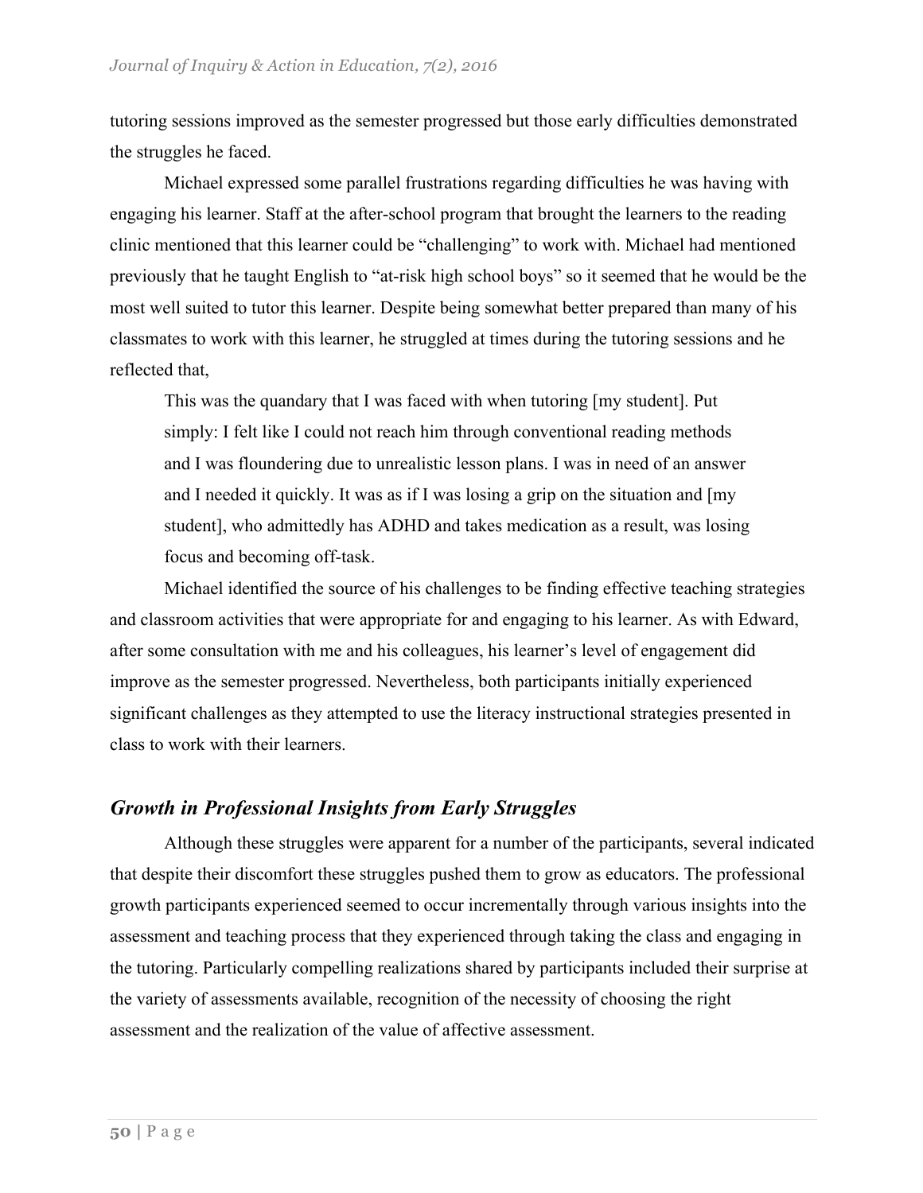tutoring sessions improved as the semester progressed but those early difficulties demonstrated the struggles he faced.

Michael expressed some parallel frustrations regarding difficulties he was having with engaging his learner. Staff at the after-school program that brought the learners to the reading clinic mentioned that this learner could be "challenging" to work with. Michael had mentioned previously that he taught English to "at-risk high school boys" so it seemed that he would be the most well suited to tutor this learner. Despite being somewhat better prepared than many of his classmates to work with this learner, he struggled at times during the tutoring sessions and he reflected that,

> This was the quandary that I was faced with when tutoring [my student]. Put simply: I felt like I could not reach him through conventional reading methods and I was floundering due to unrealistic lesson plans. I was in need of an answer and I needed it quickly. It was as if I was losing a grip on the situation and [my student], who admittedly has ADHD and takes medication as a result, was losing focus and becoming off-task.

Michael identified the source of his challenges to be finding effective teaching strategies and classroom activities that were appropriate for and engaging to his learner. As with Edward, after some consultation with me and his colleagues, his learner's level of engagement did improve as the semester progressed. Nevertheless, both participants initially experienced significant challenges as they attempted to use the literacy instructional strategies presented in class to work with their learners.

## *Growth in Professional Insights from Early Struggles*

Although these struggles were apparent for a number of the participants, several indicated that despite their discomfort these struggles pushed them to grow as educators. The professional growth participants experienced seemed to occur incrementally through various insights into the assessment and teaching process that they experienced through taking the class and engaging in the tutoring. Particularly compelling realizations shared by participants included their surprise at the variety of assessments available, recognition of the necessity of choosing the right assessment and the realization of the value of affective assessment.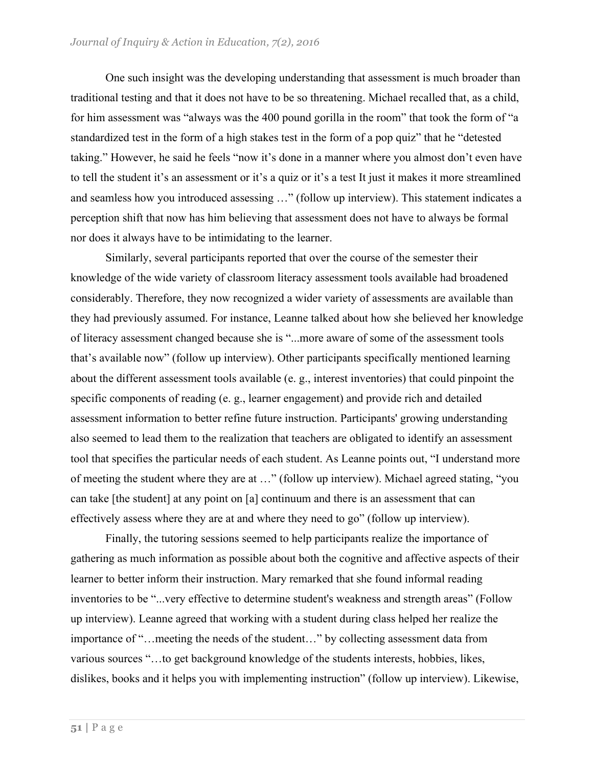One such insight was the developing understanding that assessment is much broader than traditional testing and that it does not have to be so threatening. Michael recalled that, as a child, for him assessment was "always was the 400 pound gorilla in the room" that took the form of "a standardized test in the form of a high stakes test in the form of a pop quiz" that he "detested taking." However, he said he feels "now it's done in a manner where you almost don't even have to tell the student it's an assessment or it's a quiz or it's a test It just it makes it more streamlined and seamless how you introduced assessing …" (follow up interview). This statement indicates a perception shift that now has him believing that assessment does not have to always be formal nor does it always have to be intimidating to the learner.

Similarly, several participants reported that over the course of the semester their knowledge of the wide variety of classroom literacy assessment tools available had broadened considerably. Therefore, they now recognized a wider variety of assessments are available than they had previously assumed. For instance, Leanne talked about how she believed her knowledge of literacy assessment changed because she is "...more aware of some of the assessment tools that's available now" (follow up interview). Other participants specifically mentioned learning about the different assessment tools available (e. g., interest inventories) that could pinpoint the specific components of reading (e. g., learner engagement) and provide rich and detailed assessment information to better refine future instruction. Participants' growing understanding also seemed to lead them to the realization that teachers are obligated to identify an assessment tool that specifies the particular needs of each student. As Leanne points out, "I understand more of meeting the student where they are at …" (follow up interview). Michael agreed stating, "you can take [the student] at any point on [a] continuum and there is an assessment that can effectively assess where they are at and where they need to go" (follow up interview).

Finally, the tutoring sessions seemed to help participants realize the importance of gathering as much information as possible about both the cognitive and affective aspects of their learner to better inform their instruction. Mary remarked that she found informal reading inventories to be "...very effective to determine student's weakness and strength areas" (Follow up interview). Leanne agreed that working with a student during class helped her realize the importance of "…meeting the needs of the student…" by collecting assessment data from various sources "…to get background knowledge of the students interests, hobbies, likes, dislikes, books and it helps you with implementing instruction" (follow up interview). Likewise,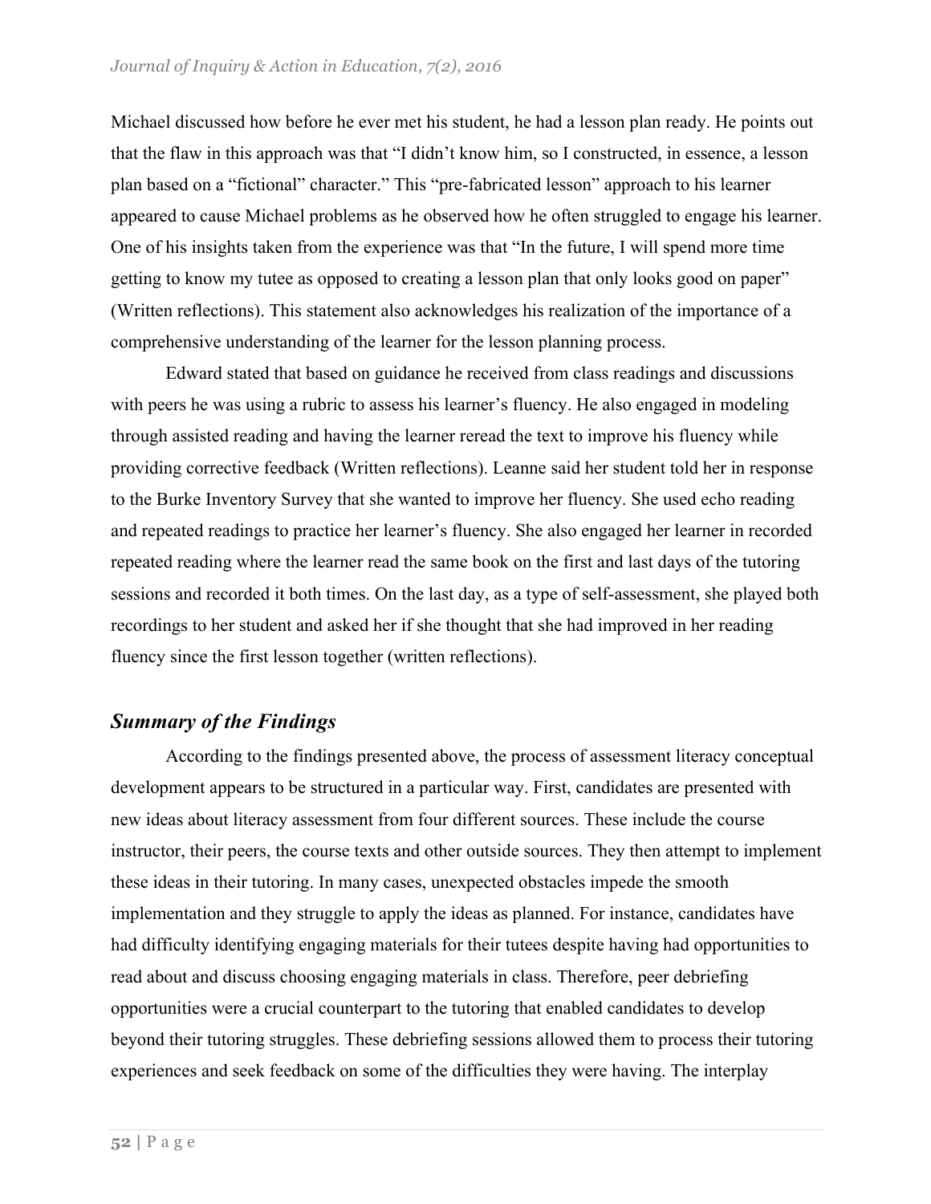Michael discussed how before he ever met his student, he had a lesson plan ready. He points out that the flaw in this approach was that "I didn't know him, so I constructed, in essence, a lesson plan based on a "fictional" character." This "pre-fabricated lesson" approach to his learner appeared to cause Michael problems as he observed how he often struggled to engage his learner. One of his insights taken from the experience was that "In the future, I will spend more time getting to know my tutee as opposed to creating a lesson plan that only looks good on paper" (Written reflections). This statement also acknowledges his realization of the importance of a comprehensive understanding of the learner for the lesson planning process.

Edward stated that based on guidance he received from class readings and discussions with peers he was using a rubric to assess his learner's fluency. He also engaged in modeling through assisted reading and having the learner reread the text to improve his fluency while providing corrective feedback (Written reflections). Leanne said her student told her in response to the Burke Inventory Survey that she wanted to improve her fluency. She used echo reading and repeated readings to practice her learner's fluency. She also engaged her learner in recorded repeated reading where the learner read the same book on the first and last days of the tutoring sessions and recorded it both times. On the last day, as a type of self-assessment, she played both recordings to her student and asked her if she thought that she had improved in her reading fluency since the first lesson together (written reflections).

## *Summary of the Findings*

According to the findings presented above, the process of assessment literacy conceptual development appears to be structured in a particular way. First, candidates are presented with new ideas about literacy assessment from four different sources. These include the course instructor, their peers, the course texts and other outside sources. They then attempt to implement these ideas in their tutoring. In many cases, unexpected obstacles impede the smooth implementation and they struggle to apply the ideas as planned. For instance, candidates have had difficulty identifying engaging materials for their tutees despite having had opportunities to read about and discuss choosing engaging materials in class. Therefore, peer debriefing opportunities were a crucial counterpart to the tutoring that enabled candidates to develop beyond their tutoring struggles. These debriefing sessions allowed them to process their tutoring experiences and seek feedback on some of the difficulties they were having. The interplay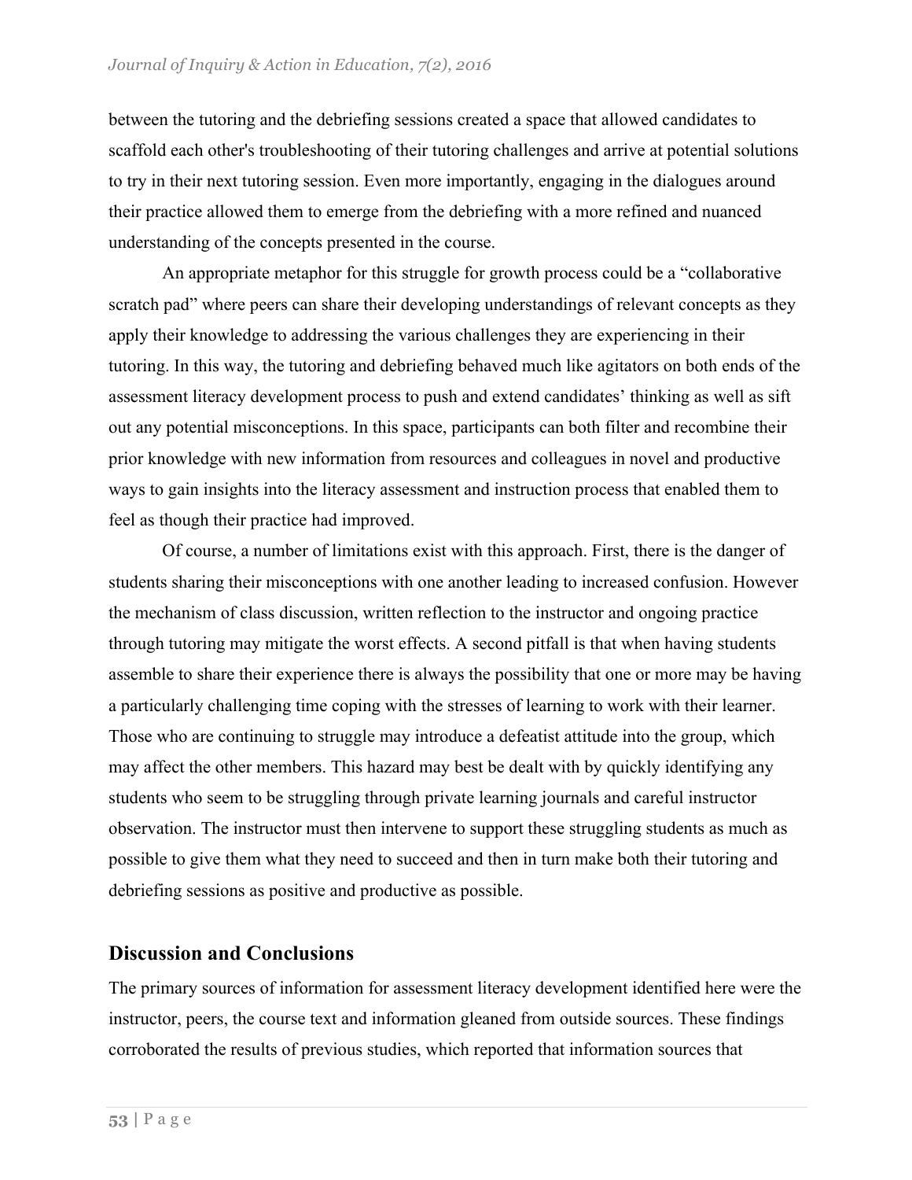between the tutoring and the debriefing sessions created a space that allowed candidates to scaffold each other's troubleshooting of their tutoring challenges and arrive at potential solutions to try in their next tutoring session. Even more importantly, engaging in the dialogues around their practice allowed them to emerge from the debriefing with a more refined and nuanced understanding of the concepts presented in the course.

An appropriate metaphor for this struggle for growth process could be a "collaborative scratch pad" where peers can share their developing understandings of relevant concepts as they apply their knowledge to addressing the various challenges they are experiencing in their tutoring. In this way, the tutoring and debriefing behaved much like agitators on both ends of the assessment literacy development process to push and extend candidates' thinking as well as sift out any potential misconceptions. In this space, participants can both filter and recombine their prior knowledge with new information from resources and colleagues in novel and productive ways to gain insights into the literacy assessment and instruction process that enabled them to feel as though their practice had improved.

Of course, a number of limitations exist with this approach. First, there is the danger of students sharing their misconceptions with one another leading to increased confusion. However the mechanism of class discussion, written reflection to the instructor and ongoing practice through tutoring may mitigate the worst effects. A second pitfall is that when having students assemble to share their experience there is always the possibility that one or more may be having a particularly challenging time coping with the stresses of learning to work with their learner. Those who are continuing to struggle may introduce a defeatist attitude into the group, which may affect the other members. This hazard may best be dealt with by quickly identifying any students who seem to be struggling through private learning journals and careful instructor observation. The instructor must then intervene to support these struggling students as much as possible to give them what they need to succeed and then in turn make both their tutoring and debriefing sessions as positive and productive as possible.

## Discussion and Conclusions

The primary sources of information for assessment literacy development identified here were the instructor, peers, the course text and information gleaned from outside sources. These findings corroborated the results of previous studies, which reported that information sources that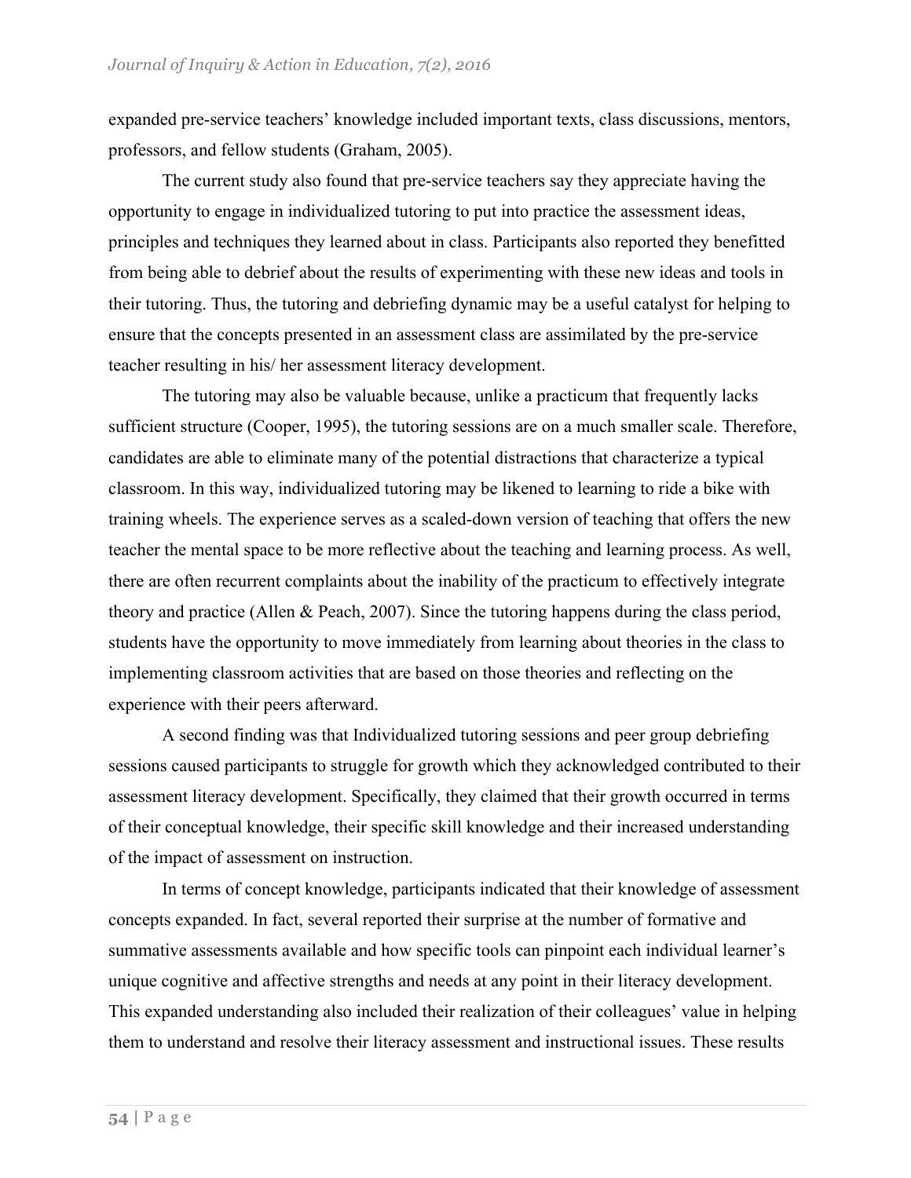expanded pre-service teachers' knowledge included important texts, class discussions, mentors, professors, and fellow students (Graham, 2005).

The current study also found that pre-service teachers say they appreciate having the opportunity to engage in individualized tutoring to put into practice the assessment ideas, principles and techniques they learned about in class. Participants also reported they benefitted from being able to debrief about the results of experimenting with these new ideas and tools in their tutoring. Thus, the tutoring and debriefing dynamic may be a useful catalyst for helping to ensure that the concepts presented in an assessment class are assimilated by the pre-service teacher resulting in his/ her assessment literacy development.

The tutoring may also be valuable because, unlike a practicum that frequently lacks sufficient structure (Cooper, 1995), the tutoring sessions are on a much smaller scale. Therefore, candidates are able to eliminate many of the potential distractions that characterize a typical classroom. In this way, individualized tutoring may be likened to learning to ride a bike with training wheels. The experience serves as a scaled-down version of teaching that offers the new teacher the mental space to be more reflective about the teaching and learning process. As well, there are often recurrent complaints about the inability of the practicum to effectively integrate theory and practice (Allen & Peach, 2007). Since the tutoring happens during the class period, students have the opportunity to move immediately from learning about theories in the class to implementing classroom activities that are based on those theories and reflecting on the experience with their peers afterward.

A second finding was that Individualized tutoring sessions and peer group debriefing sessions caused participants to struggle for growth which they acknowledged contributed to their assessment literacy development. Specifically, they claimed that their growth occurred in terms of their conceptual knowledge, their specific skill knowledge and their increased understanding of the impact of assessment on instruction.

In terms of concept knowledge, participants indicated that their knowledge of assessment concepts expanded. In fact, several reported their surprise at the number of formative and summative assessments available and how specific tools can pinpoint each individual learner's unique cognitive and affective strengths and needs at any point in their literacy development. This expanded understanding also included their realization of their colleagues' value in helping them to understand and resolve their literacy assessment and instructional issues. These results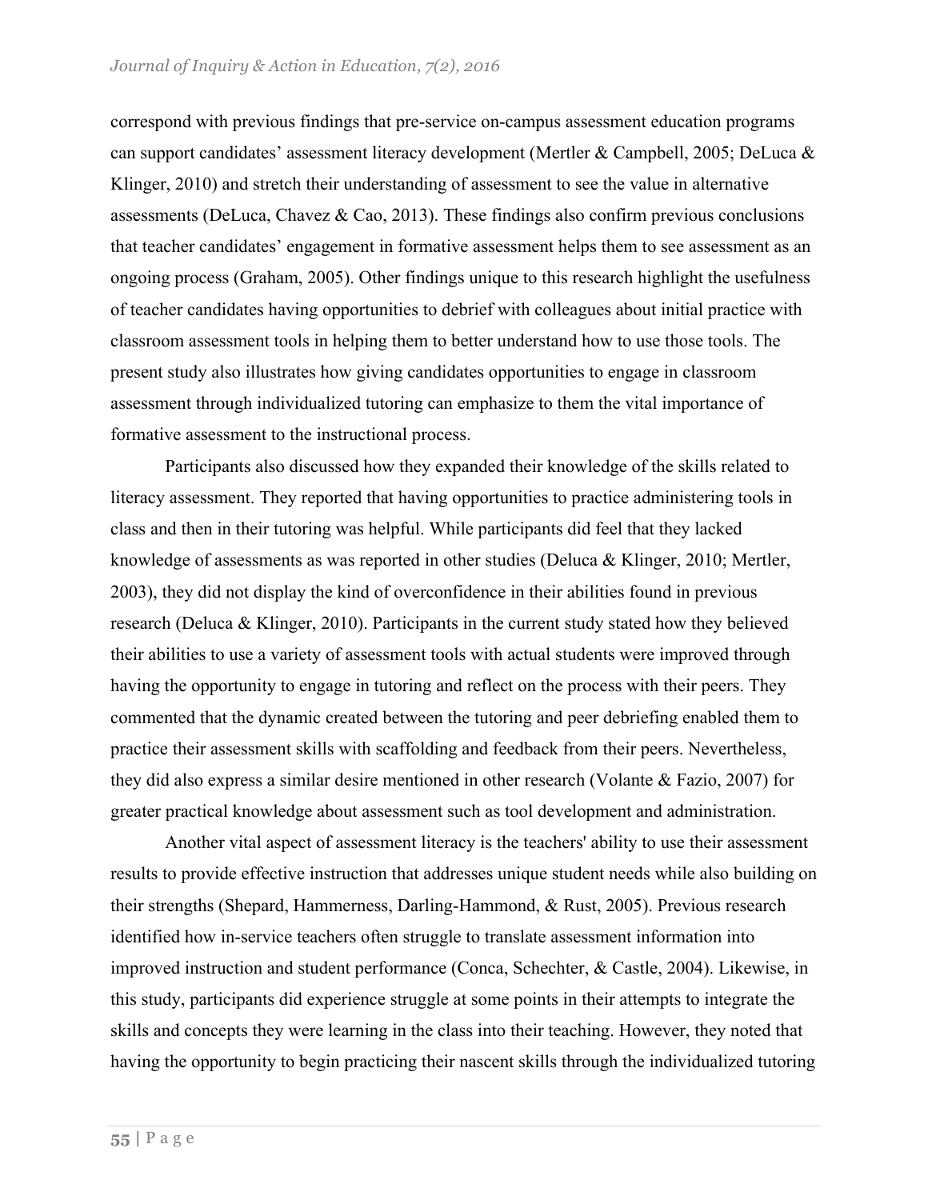correspond with previous findings that pre-service on-campus assessment education programs can support candidates' assessment literacy development (Mertler & Campbell, 2005; DeLuca & Klinger, 2010) and stretch their understanding of assessment to see the value in alternative assessments (DeLuca, Chavez & Cao, 2013). These findings also confirm previous conclusions that teacher candidates' engagement in formative assessment helps them to see assessment as an ongoing process (Graham, 2005). Other findings unique to this research highlight the usefulness of teacher candidates having opportunities to debrief with colleagues about initial practice with classroom assessment tools in helping them to better understand how to use those tools. The present study also illustrates how giving candidates opportunities to engage in classroom assessment through individualized tutoring can emphasize to them the vital importance of formative assessment to the instructional process.

Participants also discussed how they expanded their knowledge of the skills related to literacy assessment. They reported that having opportunities to practice administering tools in class and then in their tutoring was helpful. While participants did feel that they lacked knowledge of assessments as was reported in other studies (Deluca & Klinger, 2010; Mertler, 2003), they did not display the kind of overconfidence in their abilities found in previous research (Deluca & Klinger, 2010). Participants in the current study stated how they believed their abilities to use a variety of assessment tools with actual students were improved through having the opportunity to engage in tutoring and reflect on the process with their peers. They commented that the dynamic created between the tutoring and peer debriefing enabled them to practice their assessment skills with scaffolding and feedback from their peers. Nevertheless, they did also express a similar desire mentioned in other research (Volante & Fazio, 2007) for greater practical knowledge about assessment such as tool development and administration.

Another vital aspect of assessment literacy is the teachers' ability to use their assessment results to provide effective instruction that addresses unique student needs while also building on their strengths (Shepard, Hammerness, Darling-Hammond, & Rust, 2005). Previous research identified how in-service teachers often struggle to translate assessment information into improved instruction and student performance (Conca, Schechter, & Castle, 2004). Likewise, in this study, participants did experience struggle at some points in their attempts to integrate the skills and concepts they were learning in the class into their teaching. However, they noted that having the opportunity to begin practicing their nascent skills through the individualized tutoring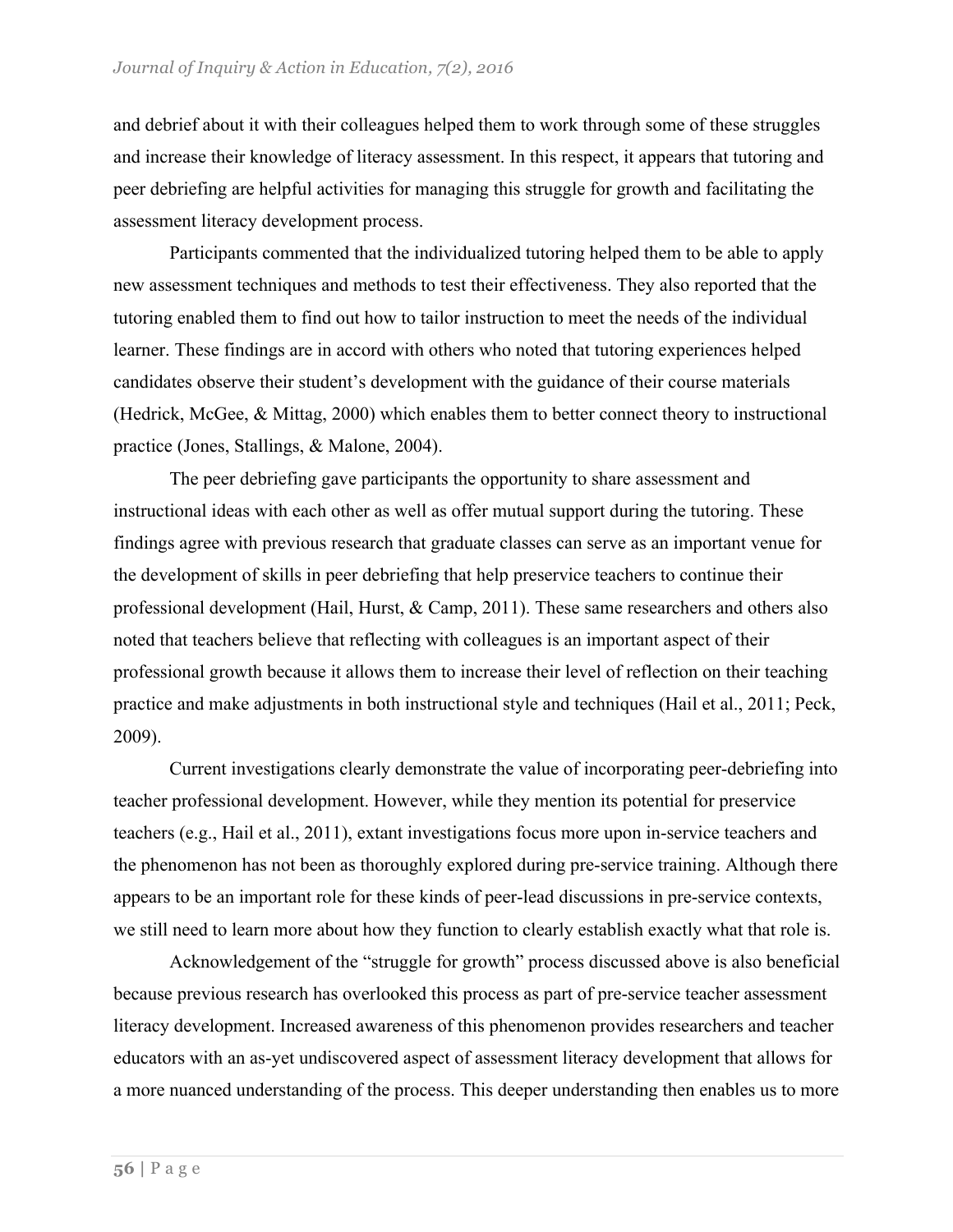and debrief about it with their colleagues helped them to work through some of these struggles and increase their knowledge of literacy assessment. In this respect, it appears that tutoring and peer debriefing are helpful activities for managing this struggle for growth and facilitating the assessment literacy development process.

Participants commented that the individualized tutoring helped them to be able to apply new assessment techniques and methods to test their effectiveness. They also reported that the tutoring enabled them to find out how to tailor instruction to meet the needs of the individual learner. These findings are in accord with others who noted that tutoring experiences helped candidates observe their student's development with the guidance of their course materials (Hedrick, McGee, & Mittag, 2000) which enables them to better connect theory to instructional practice (Jones, Stallings, & Malone, 2004).

The peer debriefing gave participants the opportunity to share assessment and instructional ideas with each other as well as offer mutual support during the tutoring. These findings agree with previous research that graduate classes can serve as an important venue for the development of skills in peer debriefing that help preservice teachers to continue their professional development (Hail, Hurst, & Camp, 2011). These same researchers and others also noted that teachers believe that reflecting with colleagues is an important aspect of their professional growth because it allows them to increase their level of reflection on their teaching practice and make adjustments in both instructional style and techniques (Hail et al., 2011; Peck, 2009).

Current investigations clearly demonstrate the value of incorporating peer-debriefing into teacher professional development. However, while they mention its potential for preservice teachers (e.g., Hail et al., 2011), extant investigations focus more upon in-service teachers and the phenomenon has not been as thoroughly explored during pre-service training. Although there appears to be an important role for these kinds of peer-lead discussions in pre-service contexts, we still need to learn more about how they function to clearly establish exactly what that role is.

Acknowledgement of the "struggle for growth" process discussed above is also beneficial because previous research has overlooked this process as part of pre-service teacher assessment literacy development. Increased awareness of this phenomenon provides researchers and teacher educators with an as-yet undiscovered aspect of assessment literacy development that allows for a more nuanced understanding of the process. This deeper understanding then enables us to more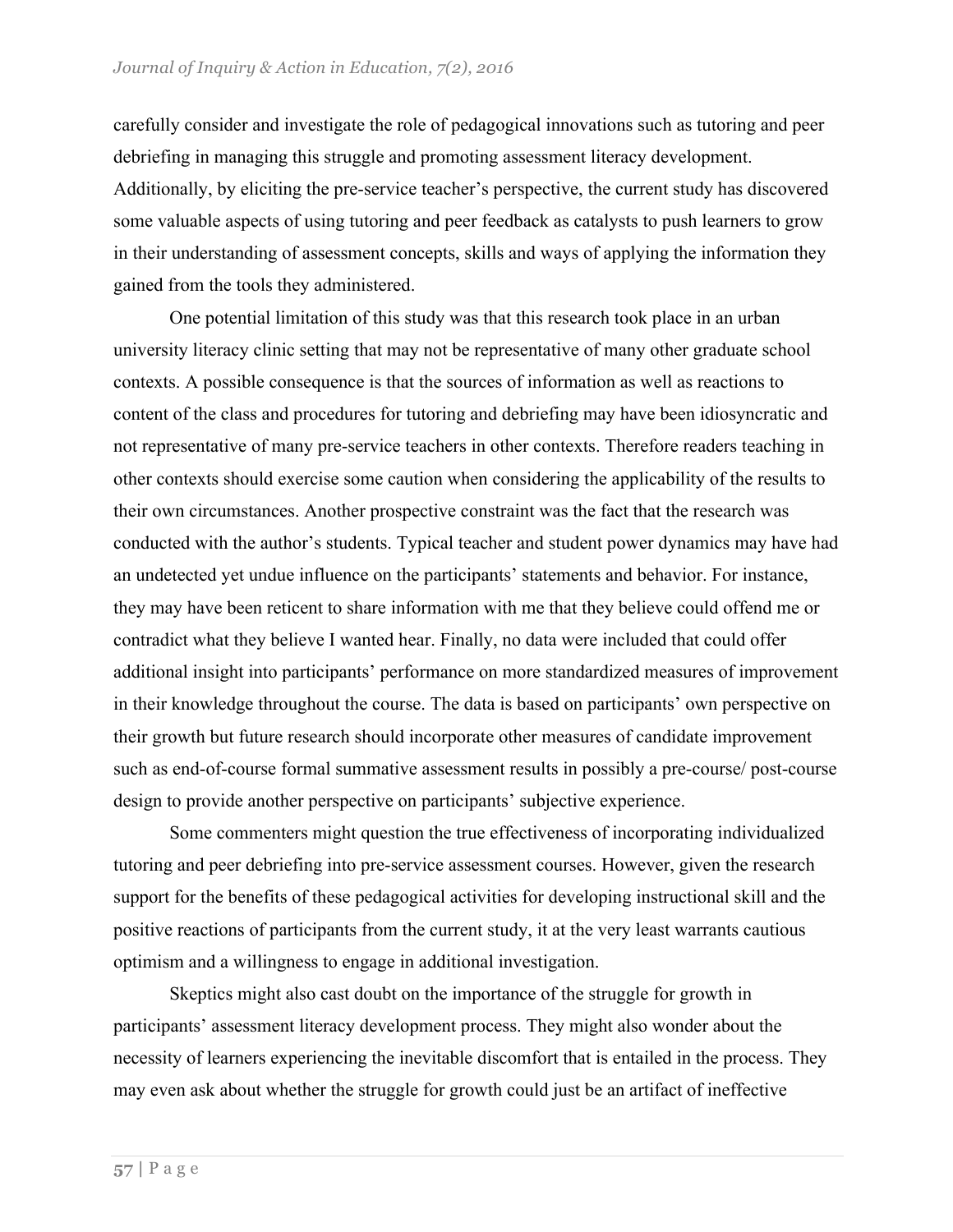carefully consider and investigate the role of pedagogical innovations such as tutoring and peer debriefing in managing this struggle and promoting assessment literacy development. Additionally, by eliciting the pre-service teacher's perspective, the current study has discovered some valuable aspects of using tutoring and peer feedback as catalysts to push learners to grow in their understanding of assessment concepts, skills and ways of applying the information they gained from the tools they administered.

One potential limitation of this study was that this research took place in an urban university literacy clinic setting that may not be representative of many other graduate school contexts. A possible consequence is that the sources of information as well as reactions to content of the class and procedures for tutoring and debriefing may have been idiosyncratic and not representative of many pre-service teachers in other contexts. Therefore readers teaching in other contexts should exercise some caution when considering the applicability of the results to their own circumstances. Another prospective constraint was the fact that the research was conducted with the author's students. Typical teacher and student power dynamics may have had an undetected yet undue influence on the participants' statements and behavior. For instance, they may have been reticent to share information with me that they believe could offend me or contradict what they believe I wanted hear. Finally, no data were included that could offer additional insight into participants' performance on more standardized measures of improvement in their knowledge throughout the course. The data is based on participants' own perspective on their growth but future research should incorporate other measures of candidate improvement such as end-of-course formal summative assessment results in possibly a pre-course/ post-course design to provide another perspective on participants' subjective experience.

Some commenters might question the true effectiveness of incorporating individualized tutoring and peer debriefing into pre-service assessment courses. However, given the research support for the benefits of these pedagogical activities for developing instructional skill and the positive reactions of participants from the current study, it at the very least warrants cautious optimism and a willingness to engage in additional investigation.

Skeptics might also cast doubt on the importance of the struggle for growth in participants' assessment literacy development process. They might also wonder about the necessity of learners experiencing the inevitable discomfort that is entailed in the process. They may even ask about whether the struggle for growth could just be an artifact of ineffective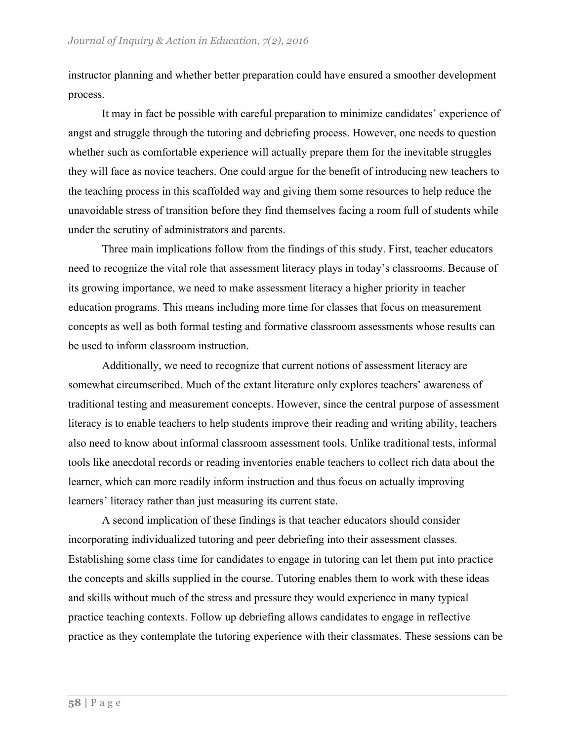instructor planning and whether better preparation could have ensured a smoother development process.

It may in fact be possible with careful preparation to minimize candidates' experience of angst and struggle through the tutoring and debriefing process. However, one needs to question whether such as comfortable experience will actually prepare them for the inevitable struggles they will face as novice teachers. One could argue for the benefit of introducing new teachers to the teaching process in this scaffolded way and giving them some resources to help reduce the unavoidable stress of transition before they find themselves facing a room full of students while under the scrutiny of administrators and parents.

Three main implications follow from the findings of this study. First, teacher educators need to recognize the vital role that assessment literacy plays in today's classrooms. Because of its growing importance, we need to make assessment literacy a higher priority in teacher education programs. This means including more time for classes that focus on measurement concepts as well as both formal testing and formative classroom assessments whose results can be used to inform classroom instruction.

Additionally, we need to recognize that current notions of assessment literacy are somewhat circumscribed. Much of the extant literature only explores teachers' awareness of traditional testing and measurement concepts. However, since the central purpose of assessment literacy is to enable teachers to help students improve their reading and writing ability, teachers also need to know about informal classroom assessment tools. Unlike traditional tests, informal tools like anecdotal records or reading inventories enable teachers to collect rich data about the learner, which can more readily inform instruction and thus focus on actually improving learners' literacy rather than just measuring its current state.

A second implication of these findings is that teacher educators should consider incorporating individualized tutoring and peer debriefing into their assessment classes. Establishing some class time for candidates to engage in tutoring can let them put into practice the concepts and skills supplied in the course. Tutoring enables them to work with these ideas and skills without much of the stress and pressure they would experience in many typical practice teaching contexts. Follow up debriefing allows candidates to engage in reflective practice as they contemplate the tutoring experience with their classmates. These sessions can be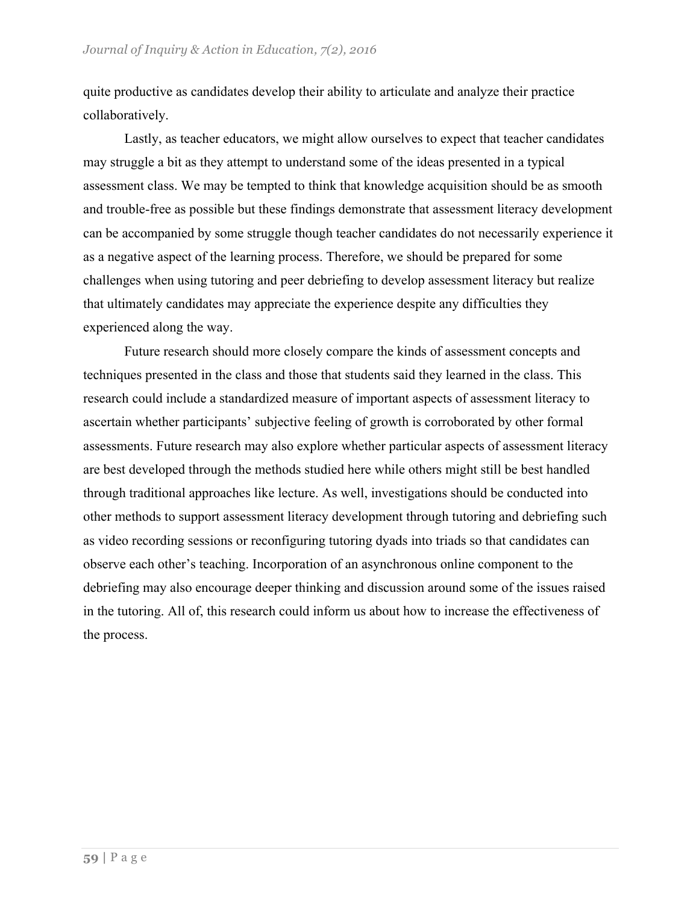quite productive as candidates develop their ability to articulate and analyze their practice collaboratively.

Lastly, as teacher educators, we might allow ourselves to expect that teacher candidates may struggle a bit as they attempt to understand some of the ideas presented in a typical assessment class. We may be tempted to think that knowledge acquisition should be as smooth and trouble-free as possible but these findings demonstrate that assessment literacy development can be accompanied by some struggle though teacher candidates do not necessarily experience it as a negative aspect of the learning process. Therefore, we should be prepared for some challenges when using tutoring and peer debriefing to develop assessment literacy but realize that ultimately candidates may appreciate the experience despite any difficulties they experienced along the way.

Future research should more closely compare the kinds of assessment concepts and techniques presented in the class and those that students said they learned in the class. This research could include a standardized measure of important aspects of assessment literacy to ascertain whether participants' subjective feeling of growth is corroborated by other formal assessments. Future research may also explore whether particular aspects of assessment literacy are best developed through the methods studied here while others might still be best handled through traditional approaches like lecture. As well, investigations should be conducted into other methods to support assessment literacy development through tutoring and debriefing such as video recording sessions or reconfiguring tutoring dyads into triads so that candidates can observe each other's teaching. Incorporation of an asynchronous online component to the debriefing may also encourage deeper thinking and discussion around some of the issues raised in the tutoring. All of, this research could inform us about how to increase the effectiveness of the process.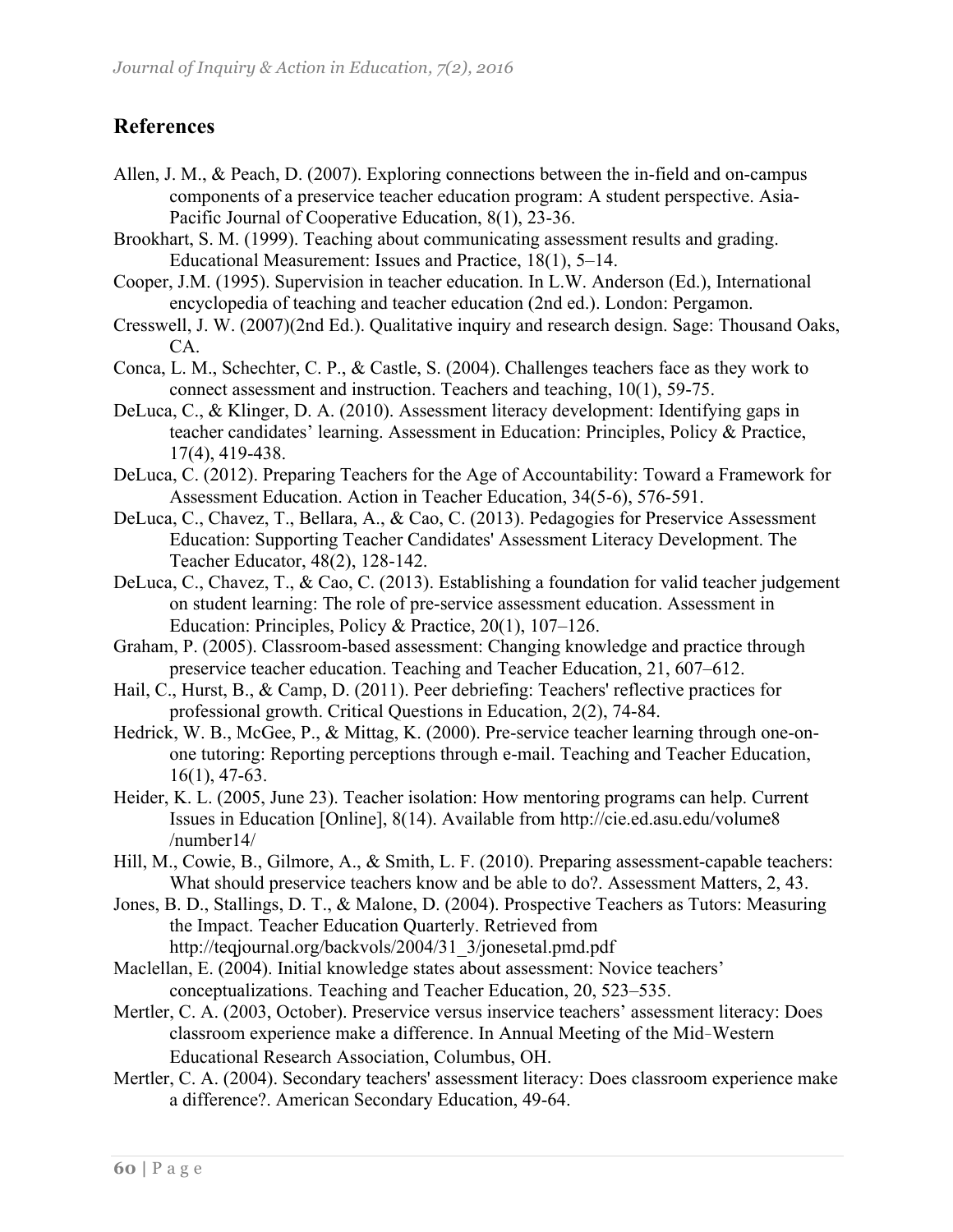## References

Allen, J. M., & Peach, D. (2007). Exploring connections between the in-field and on-campus components of a preservice teacher education program: A student perspective. Asia-Pacific Journal of Cooperative Education, 8(1), 23-36.

Brookhart, S. M. (1999). Teaching about communicating assessment results and grading. Educational Measurement: Issues and Practice, 18(1), 5–14.

Cooper, J.M. (1995). Supervision in teacher education. In L.W. Anderson (Ed.), International encyclopedia of teaching and teacher education (2nd ed.). London: Pergamon.

Cresswell, J. W. (2007)(2nd Ed.). Qualitative inquiry and research design. Sage: Thousand Oaks, CA.

Conca, L. M., Schechter, C. P., & Castle, S. (2004). Challenges teachers face as they work to connect assessment and instruction. Teachers and teaching, 10(1), 59-75.

DeLuca, C., & Klinger, D. A. (2010). Assessment literacy development: Identifying gaps in teacher candidates' learning. Assessment in Education: Principles, Policy & Practice, 17(4), 419-438.

DeLuca, C. (2012). Preparing Teachers for the Age of Accountability: Toward a Framework for Assessment Education. Action in Teacher Education, 34(5-6), 576-591.

DeLuca, C., Chavez, T., Bellara, A., & Cao, C. (2013). Pedagogies for Preservice Assessment Education: Supporting Teacher Candidates' Assessment Literacy Development. The Teacher Educator, 48(2), 128-142.

DeLuca, C., Chavez, T., & Cao, C. (2013). Establishing a foundation for valid teacher judgement on student learning: The role of pre-service assessment education. Assessment in Education: Principles, Policy & Practice, 20(1), 107–126.

Graham, P. (2005). Classroom-based assessment: Changing knowledge and practice through preservice teacher education. Teaching and Teacher Education, 21, 607–612.

Hail, C., Hurst, B., & Camp, D. (2011). Peer debriefing: Teachers' reflective practices for professional growth. Critical Questions in Education, 2(2), 74-84.

Hedrick, W. B., McGee, P., & Mittag, K. (2000). Pre-service teacher learning through one-on-one tutoring: Reporting perceptions through e-mail. Teaching and Teacher Education, 16(1), 47-63.

Heider, K. L. (2005, June 23). Teacher isolation: How mentoring programs can help. Current Issues in Education [Online], 8(14). Available from http://cie.ed.asu.edu/volume8 /number14/

Hill, M., Cowie, B., Gilmore, A., & Smith, L. F. (2010). Preparing assessment-capable teachers: What should preservice teachers know and be able to do?. Assessment Matters, 2, 43.

Jones, B. D., Stallings, D. T., & Malone, D. (2004). Prospective Teachers as Tutors: Measuring the Impact. Teacher Education Quarterly. Retrieved from http://teqjournal.org/backvols/2004/31_3/jonesetal.pmd.pdf

Maclellan, E. (2004). Initial knowledge states about assessment: Novice teachers' conceptualizations. Teaching and Teacher Education, 20, 523–535.

Mertler, C. A. (2003, October). Preservice versus inservice teachers' assessment literacy: Does classroom experience make a difference. In Annual Meeting of the Mid-Western Educational Research Association, Columbus, OH.

Mertler, C. A. (2004). Secondary teachers' assessment literacy: Does classroom experience make a difference?. American Secondary Education, 49-64.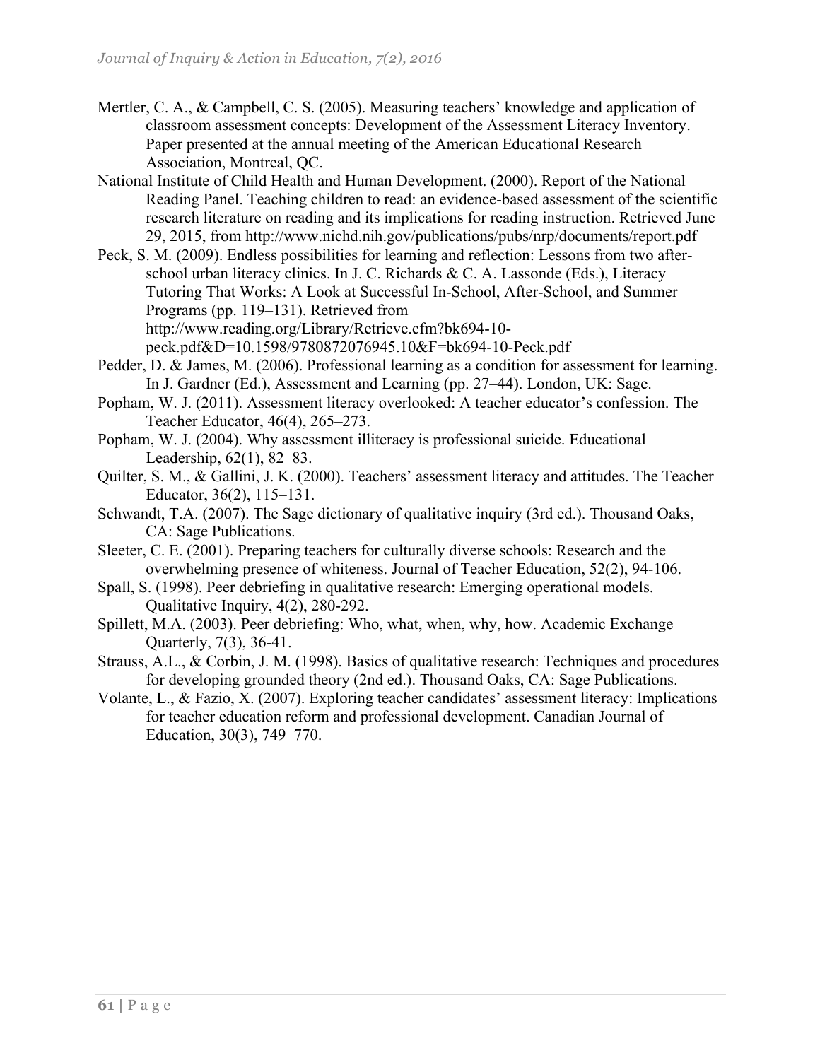Mertler, C. A., & Campbell, C. S. (2005). Measuring teachers' knowledge and application of classroom assessment concepts: Development of the Assessment Literacy Inventory. Paper presented at the annual meeting of the American Educational Research Association, Montreal, QC.

National Institute of Child Health and Human Development. (2000). Report of the National Reading Panel. Teaching children to read: an evidence-based assessment of the scientific research literature on reading and its implications for reading instruction. Retrieved June 29, 2015, from http://www.nichd.nih.gov/publications/pubs/nrp/documents/report.pdf

Peck, S. M. (2009). Endless possibilities for learning and reflection: Lessons from two after-school urban literacy clinics. In J. C. Richards & C. A. Lassonde (Eds.), Literacy Tutoring That Works: A Look at Successful In-School, After-School, and Summer Programs (pp. 119–131). Retrieved from http://www.reading.org/Library/Retrieve.cfm?bk694-10-peck.pdf&D=10.1598/9780872076945.10&F=bk694-10-Peck.pdf

Pedder, D. & James, M. (2006). Professional learning as a condition for assessment for learning. In J. Gardner (Ed.), Assessment and Learning (pp. 27–44). London, UK: Sage.

Popham, W. J. (2011). Assessment literacy overlooked: A teacher educator's confession. The Teacher Educator, 46(4), 265–273.

Popham, W. J. (2004). Why assessment illiteracy is professional suicide. Educational Leadership, 62(1), 82–83.

Quilter, S. M., & Gallini, J. K. (2000). Teachers' assessment literacy and attitudes. The Teacher Educator, 36(2), 115–131.

Schwandt, T.A. (2007). The Sage dictionary of qualitative inquiry (3rd ed.). Thousand Oaks, CA: Sage Publications.

Sleeter, C. E. (2001). Preparing teachers for culturally diverse schools: Research and the overwhelming presence of whiteness. Journal of Teacher Education, 52(2), 94-106.

Spall, S. (1998). Peer debriefing in qualitative research: Emerging operational models. Qualitative Inquiry, 4(2), 280-292.

Spillett, M.A. (2003). Peer debriefing: Who, what, when, why, how. Academic Exchange Quarterly, 7(3), 36-41.

Strauss, A.L., & Corbin, J. M. (1998). Basics of qualitative research: Techniques and procedures for developing grounded theory (2nd ed.). Thousand Oaks, CA: Sage Publications.

Volante, L., & Fazio, X. (2007). Exploring teacher candidates' assessment literacy: Implications for teacher education reform and professional development. Canadian Journal of Education, 30(3), 749–770.